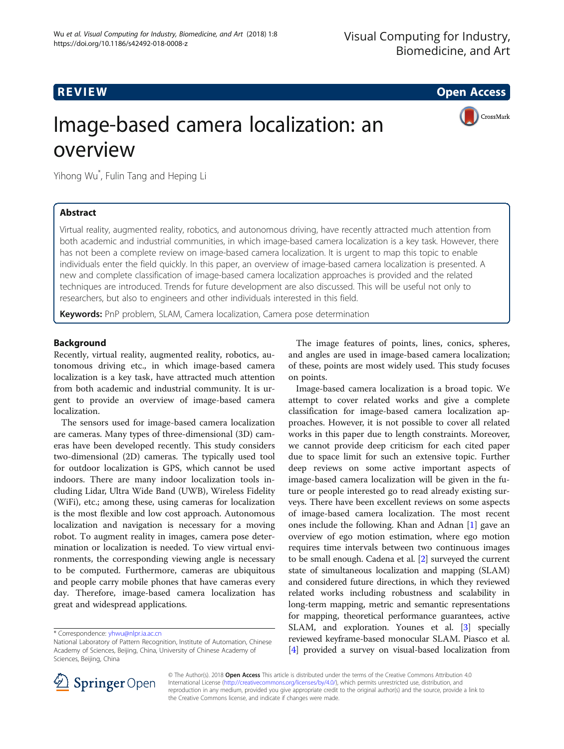REVIEW

# Image-based camera localization: an overview

Yihong Wu*, Fulin Tang and Heping Li

## Abstract

Virtual reality, augmented reality, robotics, and autonomous driving, have recently attracted much attention from both academic and industrial communities, in which image-based camera localization is a key task. However, there has not been a complete review on image-based camera localization. It is urgent to map this topic to enable individuals enter the field quickly. In this paper, an overview of image-based camera localization is presented. A new and complete classification of image-based camera localization approaches is provided and the related techniques are introduced. Trends for future development are also discussed. This will be useful not only to researchers, but also to engineers and other individuals interested in this field.

**Keywords:** PnP problem, SLAM, Camera localization, Camera pose determination

## Background

Recently, virtual reality, augmented reality, robotics, autonomous driving etc., in which image-based camera localization is a key task, have attracted much attention from both academic and industrial community. It is urgent to provide an overview of image-based camera localization.

The sensors used for image-based camera localization are cameras. Many types of three-dimensional (3D) cameras have been developed recently. This study considers two-dimensional (2D) cameras. The typically used tool for outdoor localization is GPS, which cannot be used indoors. There are many indoor localization tools including Lidar, Ultra Wide Band (UWB), Wireless Fidelity (WiFi), etc.; among these, using cameras for localization is the most flexible and low cost approach. Autonomous localization and navigation is necessary for a moving robot. To augment reality in images, camera pose determination or localization is needed. To view virtual environments, the corresponding viewing angle is necessary to be computed. Furthermore, cameras are ubiquitous and people carry mobile phones that have cameras every day. Therefore, image-based camera localization has great and widespread applications.

The image features of points, lines, conics, spheres, and angles are used in image-based camera localization; of these, points are most widely used. This study focuses on points.

Image-based camera localization is a broad topic. We attempt to cover related works and give a complete classification for image-based camera localization approaches. However, it is not possible to cover all related works in this paper due to length constraints. Moreover, we cannot provide deep criticism for each cited paper due to space limit for such an extensive topic. Further deep reviews on some active important aspects of image-based camera localization will be given in the future or people interested go to read already existing surveys. There have been excellent reviews on some aspects of image-based camera localization. The most recent ones include the following. Khan and Adnan [1] gave an overview of ego motion estimation, where ego motion requires time intervals between two continuous images to be small enough. Cadena et al. [2] surveyed the current state of simultaneous localization and mapping (SLAM) and considered future directions, in which they reviewed related works including robustness and scalability in long-term mapping, metric and semantic representations for mapping, theoretical performance guarantees, active SLAM, and exploration. Younes et al. [3] specially reviewed keyframe-based monocular SLAM. Piasco et al. [4] provided a survey on visual-based localization from

---

* Correspondence: yhwu@nlpr.ia.ac.cn
National Laboratory of Pattern Recognition, Institute of Automation, Chinese Academy of Sciences, Beijing, China, University of Chinese Academy of Sciences, Beijing, China

© The Author(s). 2018 **Open Access** This article is distributed under the terms of the Creative Commons Attribution 4.0 International License (http://creativecommons.org/licenses/by/4.0/), which permits unrestricted use, distribution, and reproduction in any medium, provided you give appropriate credit to the original author(s) and the source, provide a link to the Creative Commons license, and indicate if changes were made.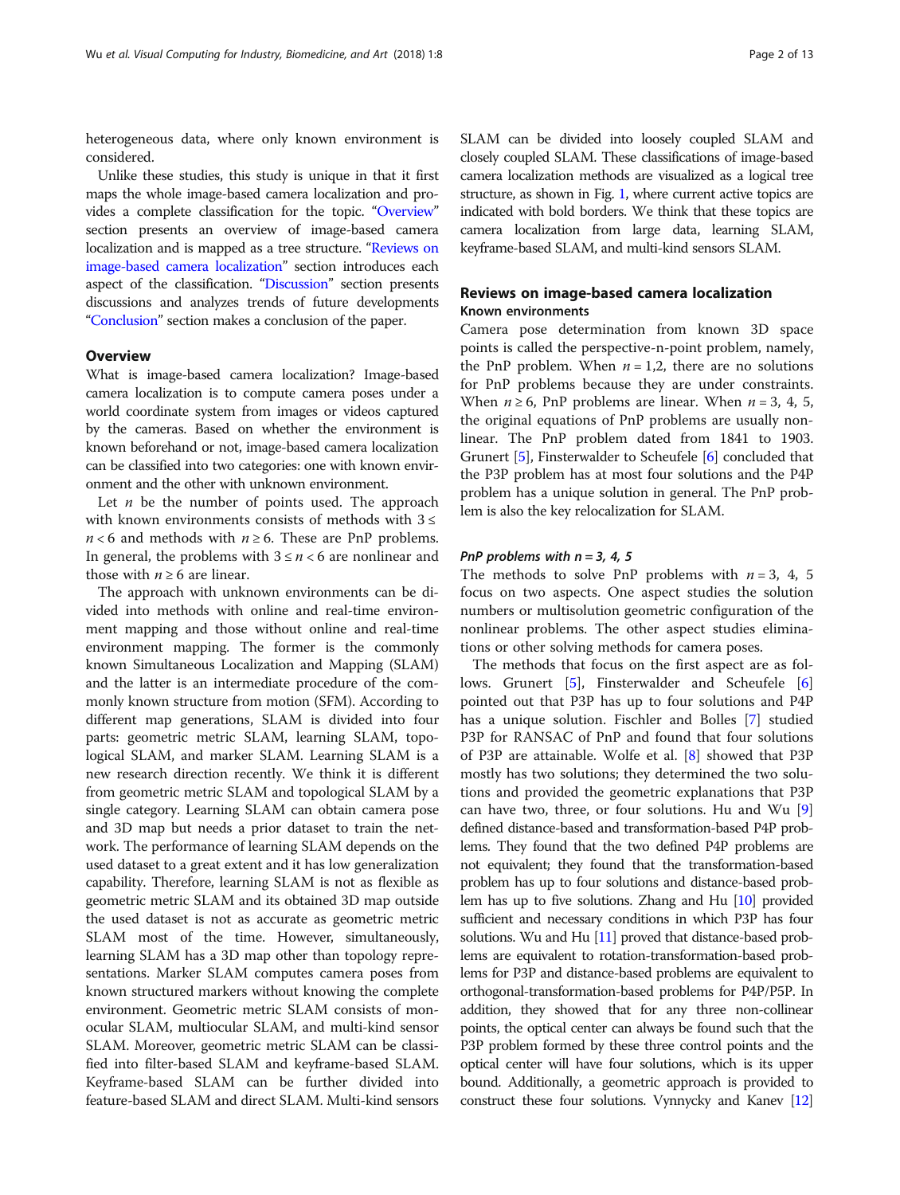heterogeneous data, where only known environment is considered.

Unlike these studies, this study is unique in that it first maps the whole image-based camera localization and provides a complete classification for the topic. "Overview" section presents an overview of image-based camera localization and is mapped as a tree structure. "Reviews on image-based camera localization" section introduces each aspect of the classification. "Discussion" section presents discussions and analyzes trends of future developments "Conclusion" section makes a conclusion of the paper.

## Overview

What is image-based camera localization? Image-based camera localization is to compute camera poses under a world coordinate system from images or videos captured by the cameras. Based on whether the environment is known beforehand or not, image-based camera localization can be classified into two categories: one with known environment and the other with unknown environment.

Let $n$ be the number of points used. The approach with known environments consists of methods with $3 \leq n < 6$ and methods with $n \geq 6$. These are PnP problems. In general, the problems with $3 \leq n < 6$ are nonlinear and those with $n \geq 6$ are linear.

The approach with unknown environments can be divided into methods with online and real-time environment mapping and those without online and real-time environment mapping. The former is the commonly known Simultaneous Localization and Mapping (SLAM) and the latter is an intermediate procedure of the commonly known structure from motion (SFM). According to different map generations, SLAM is divided into four parts: geometric metric SLAM, learning SLAM, topological SLAM, and marker SLAM. Learning SLAM is a new research direction recently. We think it is different from geometric metric SLAM and topological SLAM by a single category. Learning SLAM can obtain camera pose and 3D map but needs a prior dataset to train the network. The performance of learning SLAM depends on the used dataset to a great extent and it has low generalization capability. Therefore, learning SLAM is not as flexible as geometric metric SLAM and its obtained 3D map outside the used dataset is not as accurate as geometric metric SLAM most of the time. However, simultaneously, learning SLAM has a 3D map other than topology representations. Marker SLAM computes camera poses from known structured markers without knowing the complete environment. Geometric metric SLAM consists of monocular SLAM, multiocular SLAM, and multi-kind sensor SLAM. Moreover, geometric metric SLAM can be classified into filter-based SLAM and keyframe-based SLAM. Keyframe-based SLAM can be further divided into feature-based SLAM and direct SLAM. Multi-kind sensors SLAM can be divided into loosely coupled SLAM and closely coupled SLAM. These classifications of image-based camera localization methods are visualized as a logical tree structure, as shown in Fig. 1, where current active topics are indicated with bold borders. We think that these topics are camera localization from large data, learning SLAM, keyframe-based SLAM, and multi-kind sensors SLAM.

## Reviews on image-based camera localization

### Known environments

Camera pose determination from known 3D space points is called the perspective-n-point problem, namely, the PnP problem. When $n = 1,2$, there are no solutions for PnP problems because they are under constraints. When $n \geq 6$, PnP problems are linear. When $n = 3$, 4, 5, the original equations of PnP problems are usually nonlinear. The PnP problem dated from 1841 to 1903. Grunert [5], Finsterwalder to Scheufele [6] concluded that the P3P problem has at most four solutions and the P4P problem has a unique solution in general. The PnP problem is also the key relocalization for SLAM.

#### *PnP problems with n = 3, 4, 5*

The methods to solve PnP problems with $n = 3$, 4, 5 focus on two aspects. One aspect studies the solution numbers or multisolution geometric configuration of the nonlinear problems. The other aspect studies eliminations or other solving methods for camera poses.

The methods that focus on the first aspect are as follows. Grunert [5], Finsterwalder and Scheufele [6] pointed out that P3P has up to four solutions and P4P has a unique solution. Fischler and Bolles [7] studied P3P for RANSAC of PnP and found that four solutions of P3P are attainable. Wolfe et al. [8] showed that P3P mostly has two solutions; they determined the two solutions and provided the geometric explanations that P3P can have two, three, or four solutions. Hu and Wu [9] defined distance-based and transformation-based P4P problems. They found that the two defined P4P problems are not equivalent; they found that the transformation-based problem has up to four solutions and distance-based problem has up to five solutions. Zhang and Hu [10] provided sufficient and necessary conditions in which P3P has four solutions. Wu and Hu [11] proved that distance-based problems are equivalent to rotation-transformation-based problems for P3P and distance-based problems are equivalent to orthogonal-transformation-based problems for P4P/P5P. In addition, they showed that for any three non-collinear points, the optical center can always be found such that the P3P problem formed by these three control points and the optical center will have four solutions, which is its upper bound. Additionally, a geometric approach is provided to construct these four solutions. Vynnycky and Kanev [12]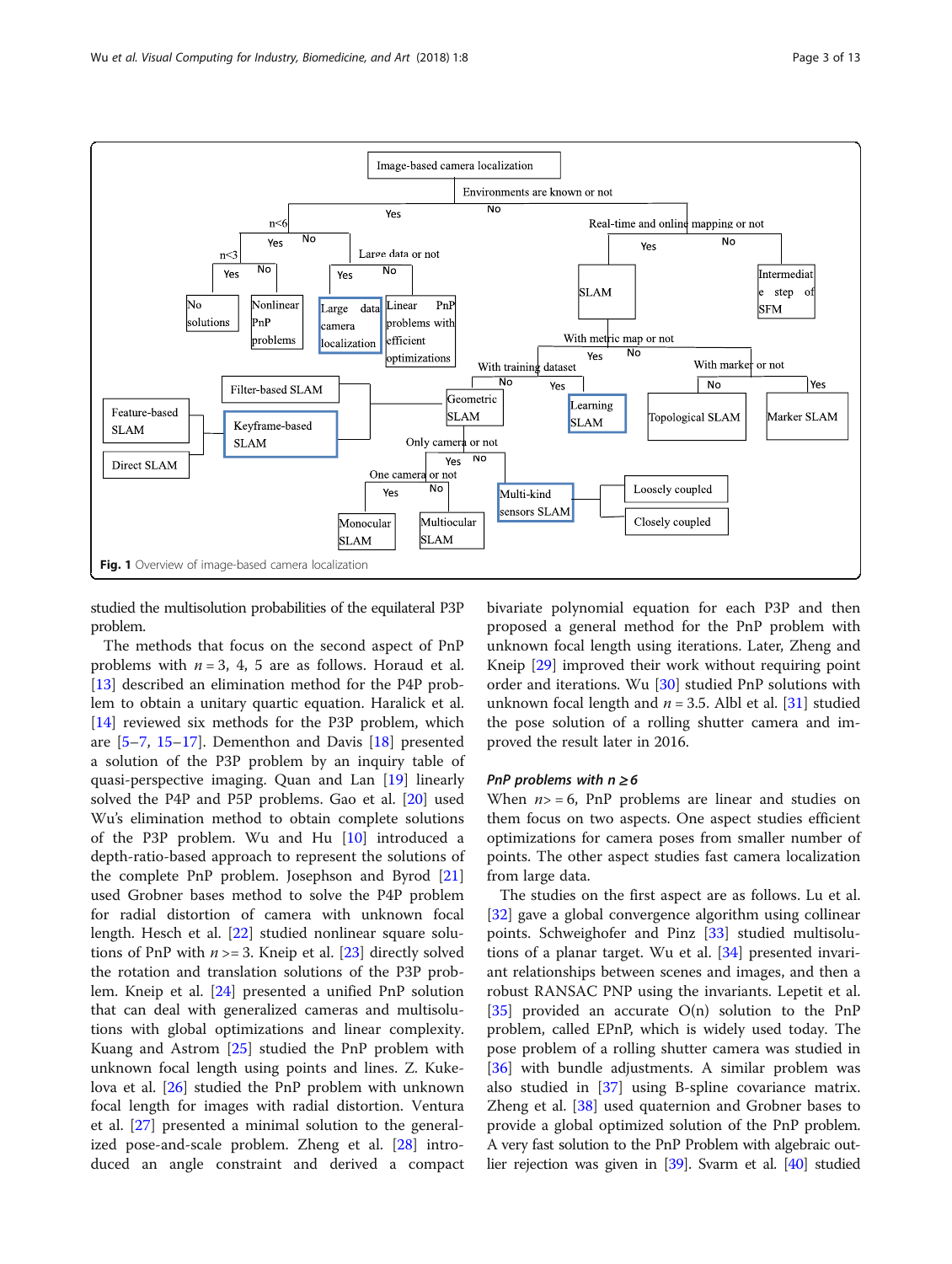Fig. 1 Overview of image-based camera localization

studied the multisolution probabilities of the equilateral P3P problem.

The methods that focus on the second aspect of PnP problems with $n = 3, 4, 5$ are as follows. Horaud et al. [13] described an elimination method for the P4P problem to obtain a unitary quartic equation. Haralick et al. [14] reviewed six methods for the P3P problem, which are [5–7, 15–17]. Dementhon and Davis [18] presented a solution of the P3P problem by an inquiry table of quasi-perspective imaging. Quan and Lan [19] linearly solved the P4P and P5P problems. Gao et al. [20] used Wu's elimination method to obtain complete solutions of the P3P problem. Wu and Hu [10] introduced a depth-ratio-based approach to represent the solutions of the complete PnP problem. Josephson and Byrod [21] used Grobner bases method to solve the P4P problem for radial distortion of camera with unknown focal length. Hesch et al. [22] studied nonlinear square solutions of PnP with $n >= 3$. Kneip et al. [23] directly solved the rotation and translation solutions of the P3P problem. Kneip et al. [24] presented a unified PnP solution that can deal with generalized cameras and multisolutions with global optimizations and linear complexity. Kuang and Astrom [25] studied the PnP problem with unknown focal length using points and lines. Z. Kukelova et al. [26] studied the PnP problem with unknown focal length for images with radial distortion. Ventura et al. [27] presented a minimal solution to the generalized pose-and-scale problem. Zheng et al. [28] introduced an angle constraint and derived a compact bivariate polynomial equation for each P3P and then proposed a general method for the PnP problem with unknown focal length using iterations. Later, Zheng and Kneip [29] improved their work without requiring point order and iterations. Wu [30] studied PnP solutions with unknown focal length and $n = 3.5$. Albl et al. [31] studied the pose solution of a rolling shutter camera and improved the result later in 2016.

### PnP problems with $n \geq 6$

When $n >= 6$, PnP problems are linear and studies on them focus on two aspects. One aspect studies efficient optimizations for camera poses from smaller number of points. The other aspect studies fast camera localization from large data.

The studies on the first aspect are as follows. Lu et al. [32] gave a global convergence algorithm using collinear points. Schweighofer and Pinz [33] studied multisolutions of a planar target. Wu et al. [34] presented invariant relationships between scenes and images, and then a robust RANSAC PNP using the invariants. Lepetit et al. [35] provided an accurate O(n) solution to the PnP problem, called EPnP, which is widely used today. The pose problem of a rolling shutter camera was studied in [36] with bundle adjustments. A similar problem was also studied in [37] using B-spline covariance matrix. Zheng et al. [38] used quaternion and Grobner bases to provide a global optimized solution of the PnP problem. A very fast solution to the PnP Problem with algebraic outlier rejection was given in [39]. Svarm et al. [40] studied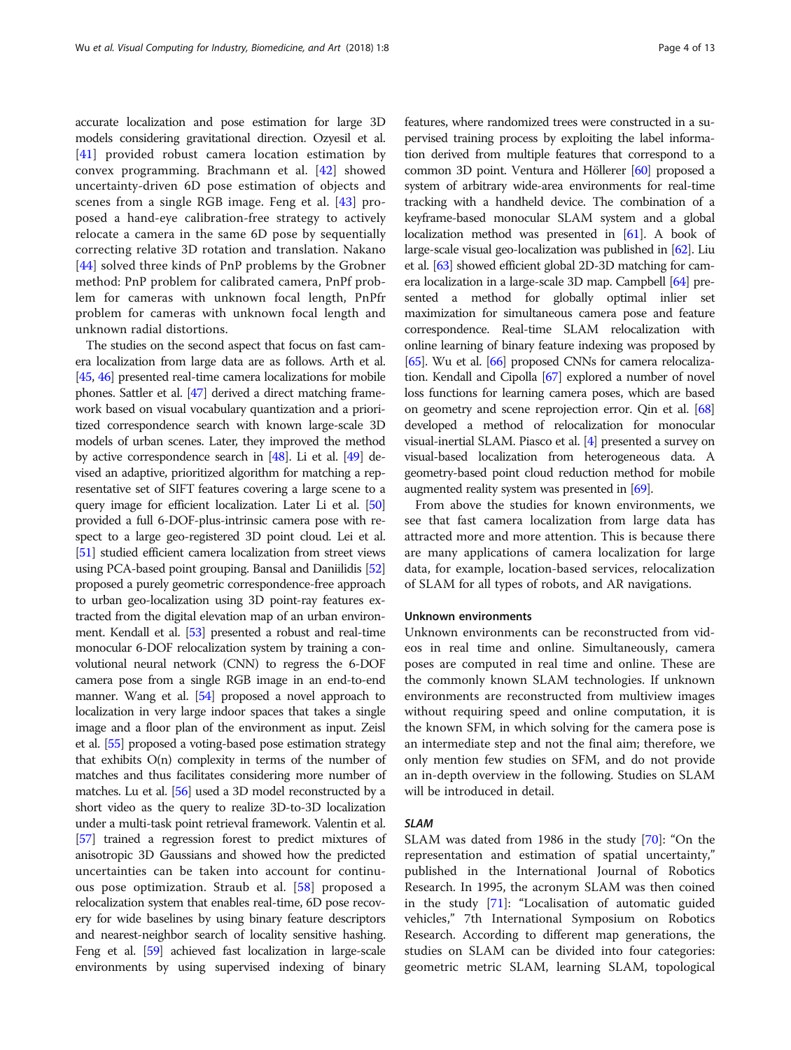accurate localization and pose estimation for large 3D models considering gravitational direction. Ozyesil et al. [41] provided robust camera location estimation by convex programming. Brachmann et al. [42] showed uncertainty-driven 6D pose estimation of objects and scenes from a single RGB image. Feng et al. [43] proposed a hand-eye calibration-free strategy to actively relocate a camera in the same 6D pose by sequentially correcting relative 3D rotation and translation. Nakano [44] solved three kinds of PnP problems by the Grobner method: PnP problem for calibrated camera, PnPf problem for cameras with unknown focal length, PnPfr problem for cameras with unknown focal length and unknown radial distortions.

The studies on the second aspect that focus on fast camera localization from large data are as follows. Arth et al. [45, 46] presented real-time camera localizations for mobile phones. Sattler et al. [47] derived a direct matching framework based on visual vocabulary quantization and a prioritized correspondence search with known large-scale 3D models of urban scenes. Later, they improved the method by active correspondence search in [48]. Li et al. [49] devised an adaptive, prioritized algorithm for matching a representative set of SIFT features covering a large scene to a query image for efficient localization. Later Li et al. [50] provided a full 6-DOF-plus-intrinsic camera pose with respect to a large geo-registered 3D point cloud. Lei et al. [51] studied efficient camera localization from street views using PCA-based point grouping. Bansal and Daniilidis [52] proposed a purely geometric correspondence-free approach to urban geo-localization using 3D point-ray features extracted from the digital elevation map of an urban environment. Kendall et al. [53] presented a robust and real-time monocular 6-DOF relocalization system by training a convolutional neural network (CNN) to regress the 6-DOF camera pose from a single RGB image in an end-to-end manner. Wang et al. [54] proposed a novel approach to localization in very large indoor spaces that takes a single image and a floor plan of the environment as input. Zeisl et al. [55] proposed a voting-based pose estimation strategy that exhibits O(n) complexity in terms of the number of matches and thus facilitates considering more number of matches. Lu et al. [56] used a 3D model reconstructed by a short video as the query to realize 3D-to-3D localization under a multi-task point retrieval framework. Valentin et al. [57] trained a regression forest to predict mixtures of anisotropic 3D Gaussians and showed how the predicted uncertainties can be taken into account for continuous pose optimization. Straub et al. [58] proposed a relocalization system that enables real-time, 6D pose recovery for wide baselines by using binary feature descriptors and nearest-neighbor search of locality sensitive hashing. Feng et al. [59] achieved fast localization in large-scale environments by using supervised indexing of binary features, where randomized trees were constructed in a supervised training process by exploiting the label information derived from multiple features that correspond to a common 3D point. Ventura and Höllerer [60] proposed a system of arbitrary wide-area environments for real-time tracking with a handheld device. The combination of a keyframe-based monocular SLAM system and a global localization method was presented in [61]. A book of large-scale visual geo-localization was published in [62]. Liu et al. [63] showed efficient global 2D-3D matching for camera localization in a large-scale 3D map. Campbell [64] presented a method for globally optimal inlier set maximization for simultaneous camera pose and feature correspondence. Real-time SLAM relocalization with online learning of binary feature indexing was proposed by [65]. Wu et al. [66] proposed CNNs for camera relocalization. Kendall and Cipolla [67] explored a number of novel loss functions for learning camera poses, which are based on geometry and scene reprojection error. Qin et al. [68] developed a method of relocalization for monocular visual-inertial SLAM. Piasco et al. [4] presented a survey on visual-based localization from heterogeneous data. A geometry-based point cloud reduction method for mobile augmented reality system was presented in [69].

From above the studies for known environments, we see that fast camera localization from large data has attracted more and more attention. This is because there are many applications of camera localization for large data, for example, location-based services, relocalization of SLAM for all types of robots, and AR navigations.

### Unknown environments

Unknown environments can be reconstructed from videos in real time and online. Simultaneously, camera poses are computed in real time and online. These are the commonly known SLAM technologies. If unknown environments are reconstructed from multiview images without requiring speed and online computation, it is the known SFM, in which solving for the camera pose is an intermediate step and not the final aim; therefore, we only mention few studies on SFM, and do not provide an in-depth overview in the following. Studies on SLAM will be introduced in detail.

#### *SLAM*

SLAM was dated from 1986 in the study [70]: "On the representation and estimation of spatial uncertainty," published in the International Journal of Robotics Research. In 1995, the acronym SLAM was then coined in the study [71]: "Localisation of automatic guided vehicles," 7th International Symposium on Robotics Research. According to different map generations, the studies on SLAM can be divided into four categories: geometric metric SLAM, learning SLAM, topological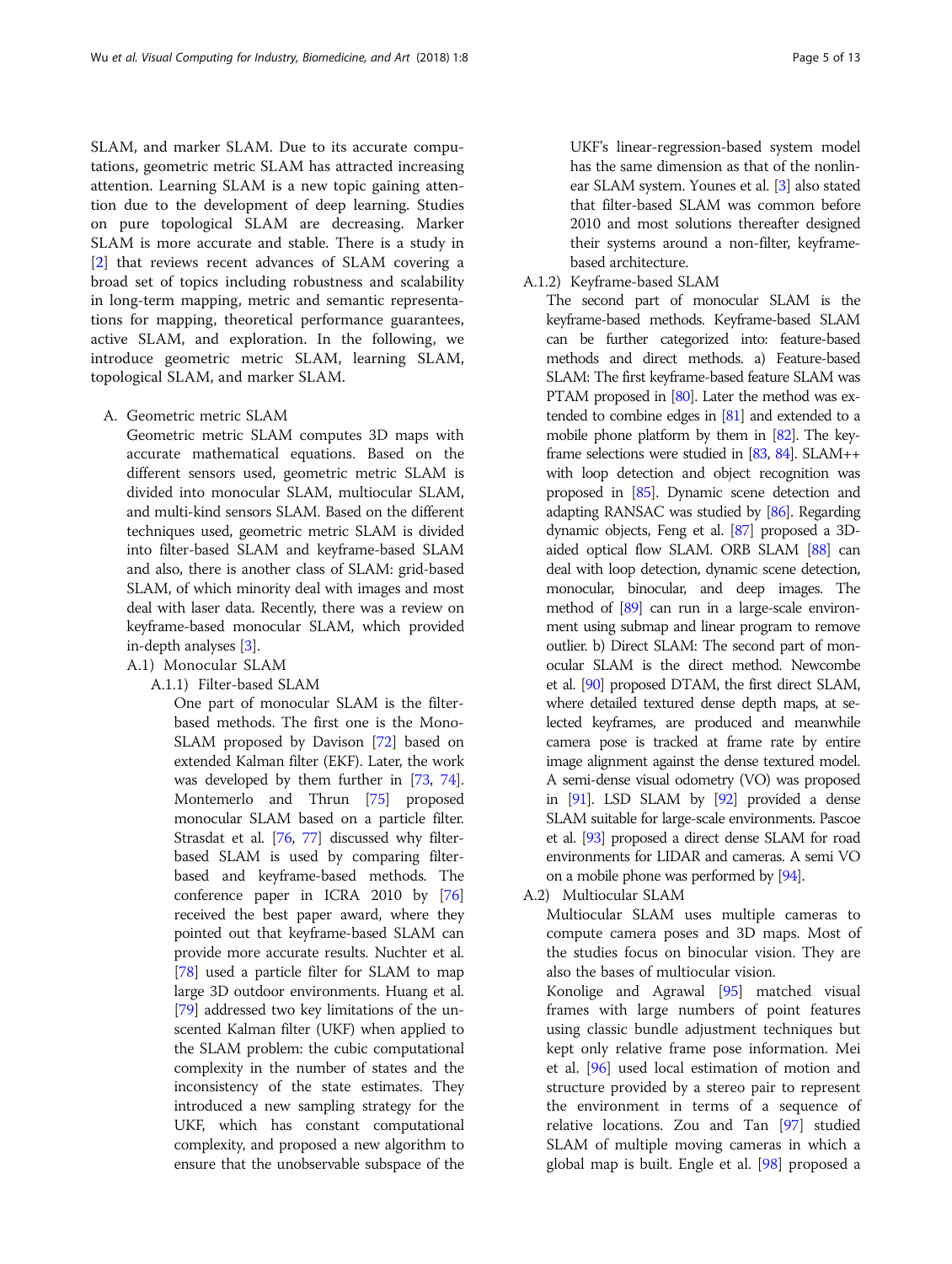SLAM, and marker SLAM. Due to its accurate computations, geometric metric SLAM has attracted increasing attention. Learning SLAM is a new topic gaining attention due to the development of deep learning. Studies on pure topological SLAM are decreasing. Marker SLAM is more accurate and stable. There is a study in [2] that reviews recent advances of SLAM covering a broad set of topics including robustness and scalability in long-term mapping, metric and semantic representations for mapping, theoretical performance guarantees, active SLAM, and exploration. In the following, we introduce geometric metric SLAM, learning SLAM, topological SLAM, and marker SLAM.

A. Geometric metric SLAM

Geometric metric SLAM computes 3D maps with accurate mathematical equations. Based on the different sensors used, geometric metric SLAM is divided into monocular SLAM, multiocular SLAM, and multi-kind sensors SLAM. Based on the different techniques used, geometric metric SLAM is divided into filter-based SLAM and keyframe-based SLAM and also, there is another class of SLAM: grid-based SLAM, of which minority deal with images and most deal with laser data. Recently, there was a review on keyframe-based monocular SLAM, which provided in-depth analyses [3].

A.1) Monocular SLAM

A.1.1) Filter-based SLAM

One part of monocular SLAM is the filter-based methods. The first one is the Mono-SLAM proposed by Davison [72] based on extended Kalman filter (EKF). Later, the work was developed by them further in [73, 74]. Montemerlo and Thrun [75] proposed monocular SLAM based on a particle filter. Strasdat et al. [76, 77] discussed why filter-based SLAM is used by comparing filter-based and keyframe-based methods. The conference paper in ICRA 2010 by [76] received the best paper award, where they pointed out that keyframe-based SLAM can provide more accurate results. Nuchter et al. [78] used a particle filter for SLAM to map large 3D outdoor environments. Huang et al. [79] addressed two key limitations of the unscented Kalman filter (UKF) when applied to the SLAM problem: the cubic computational complexity in the number of states and the inconsistency of the state estimates. They introduced a new sampling strategy for the UKF, which has constant computational complexity, and proposed a new algorithm to ensure that the unobservable subspace of the UKF's linear-regression-based system model has the same dimension as that of the nonlinear SLAM system. Younes et al. [3] also stated that filter-based SLAM was common before 2010 and most solutions thereafter designed their systems around a non-filter, keyframe-based architecture.

A.1.2) Keyframe-based SLAM

The second part of monocular SLAM is the keyframe-based methods. Keyframe-based SLAM can be further categorized into: feature-based methods and direct methods. a) Feature-based SLAM: The first keyframe-based feature SLAM was PTAM proposed in [80]. Later the method was extended to combine edges in [81] and extended to a mobile phone platform by them in [82]. The keyframe selections were studied in [83, 84]. SLAM++ with loop detection and object recognition was proposed in [85]. Dynamic scene detection and adapting RANSAC was studied by [86]. Regarding dynamic objects, Feng et al. [87] proposed a 3D-aided optical flow SLAM. ORB SLAM [88] can deal with loop detection, dynamic scene detection, monocular, binocular, and deep images. The method of [89] can run in a large-scale environment using submap and linear program to remove outlier. b) Direct SLAM: The second part of monocular SLAM is the direct method. Newcombe et al. [90] proposed DTAM, the first direct SLAM, where detailed textured dense depth maps, at selected keyframes, are produced and meanwhile camera pose is tracked at frame rate by entire image alignment against the dense textured model. A semi-dense visual odometry (VO) was proposed in [91]. LSD SLAM by [92] provided a dense SLAM suitable for large-scale environments. Pascoe et al. [93] proposed a direct dense SLAM for road environments for LIDAR and cameras. A semi VO on a mobile phone was performed by [94].

A.2) Multiocular SLAM

Multiocular SLAM uses multiple cameras to compute camera poses and 3D maps. Most of the studies focus on binocular vision. They are also the bases of multiocular vision.

Konolige and Agrawal [95] matched visual frames with large numbers of point features using classic bundle adjustment techniques but kept only relative frame pose information. Mei et al. [96] used local estimation of motion and structure provided by a stereo pair to represent the environment in terms of a sequence of relative locations. Zou and Tan [97] studied SLAM of multiple moving cameras in which a global map is built. Engle et al. [98] proposed a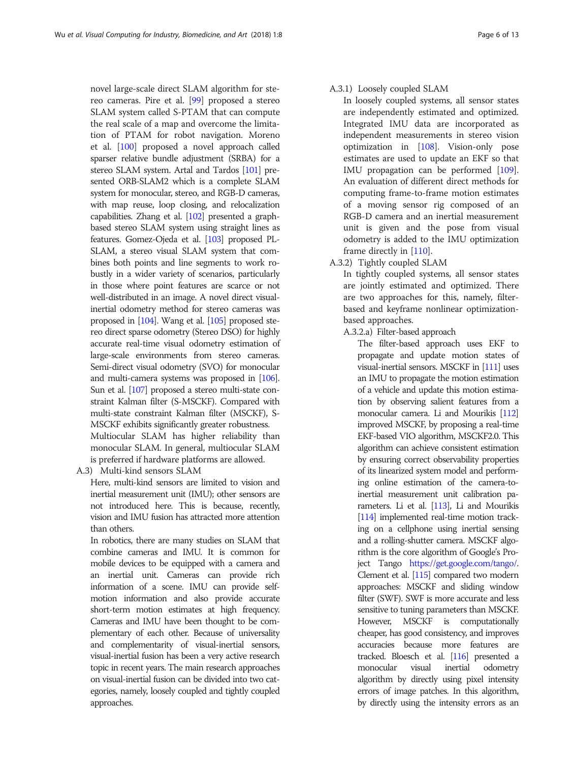novel large-scale direct SLAM algorithm for stereo cameras. Pire et al. [99] proposed a stereo SLAM system called S-PTAM that can compute the real scale of a map and overcome the limitation of PTAM for robot navigation. Moreno et al. [100] proposed a novel approach called sparser relative bundle adjustment (SRBA) for a stereo SLAM system. Artal and Tardos [101] presented ORB-SLAM2 which is a complete SLAM system for monocular, stereo, and RGB-D cameras, with map reuse, loop closing, and relocalization capabilities. Zhang et al. [102] presented a graph-based stereo SLAM system using straight lines as features. Gomez-Ojeda et al. [103] proposed PL-SLAM, a stereo visual SLAM system that combines both points and line segments to work robustly in a wider variety of scenarios, particularly in those where point features are scarce or not well-distributed in an image. A novel direct visual-inertial odometry method for stereo cameras was proposed in [104]. Wang et al. [105] proposed stereo direct sparse odometry (Stereo DSO) for highly accurate real-time visual odometry estimation of large-scale environments from stereo cameras. Semi-direct visual odometry (SVO) for monocular and multi-camera systems was proposed in [106]. Sun et al. [107] proposed a stereo multi-state constraint Kalman filter (S-MSCKF). Compared with multi-state constraint Kalman filter (MSCKF), S-MSCKF exhibits significantly greater robustness.

Multiocular SLAM has higher reliability than monocular SLAM. In general, multiocular SLAM is preferred if hardware platforms are allowed.

A.3) Multi-kind sensors SLAM

Here, multi-kind sensors are limited to vision and inertial measurement unit (IMU); other sensors are not introduced here. This is because, recently, vision and IMU fusion has attracted more attention than others.

In robotics, there are many studies on SLAM that combine cameras and IMU. It is common for mobile devices to be equipped with a camera and an inertial unit. Cameras can provide rich information of a scene. IMU can provide self-motion information and also provide accurate short-term motion estimates at high frequency. Cameras and IMU have been thought to be complementary of each other. Because of universality and complementarity of visual-inertial sensors, visual-inertial fusion has been a very active research topic in recent years. The main research approaches on visual-inertial fusion can be divided into two categories, namely, loosely coupled and tightly coupled approaches.

A.3.1) Loosely coupled SLAM

In loosely coupled systems, all sensor states are independently estimated and optimized. Integrated IMU data are incorporated as independent measurements in stereo vision optimization in [108]. Vision-only pose estimates are used to update an EKF so that IMU propagation can be performed [109]. An evaluation of different direct methods for computing frame-to-frame motion estimates of a moving sensor rig composed of an RGB-D camera and an inertial measurement unit is given and the pose from visual odometry is added to the IMU optimization frame directly in [110].

A.3.2) Tightly coupled SLAM

In tightly coupled systems, all sensor states are jointly estimated and optimized. There are two approaches for this, namely, filter-based and keyframe nonlinear optimization-based approaches.

A.3.2.a) Filter-based approach

The filter-based approach uses EKF to propagate and update motion states of visual-inertial sensors. MSCKF in [111] uses an IMU to propagate the motion estimation of a vehicle and update this motion estimation by observing salient features from a monocular camera. Li and Mourikis [112] improved MSCKF, by proposing a real-time EKF-based VIO algorithm, MSCKF2.0. This algorithm can achieve consistent estimation by ensuring correct observability properties of its linearized system model and performing online estimation of the camera-to-inertial measurement unit calibration parameters. Li et al. [113], Li and Mourikis [114] implemented real-time motion tracking on a cellphone using inertial sensing and a rolling-shutter camera. MSCKF algorithm is the core algorithm of Google's Project Tango https://get.google.com/tango/. Clement et al. [115] compared two modern approaches: MSCKF and sliding window filter (SWF). SWF is more accurate and less sensitive to tuning parameters than MSCKF. However, MSCKF is computationally cheaper, has good consistency, and improves accuracies because more features are tracked. Bloesch et al. [116] presented a monocular visual inertial odometry algorithm by directly using pixel intensity errors of image patches. In this algorithm, by directly using the intensity errors as an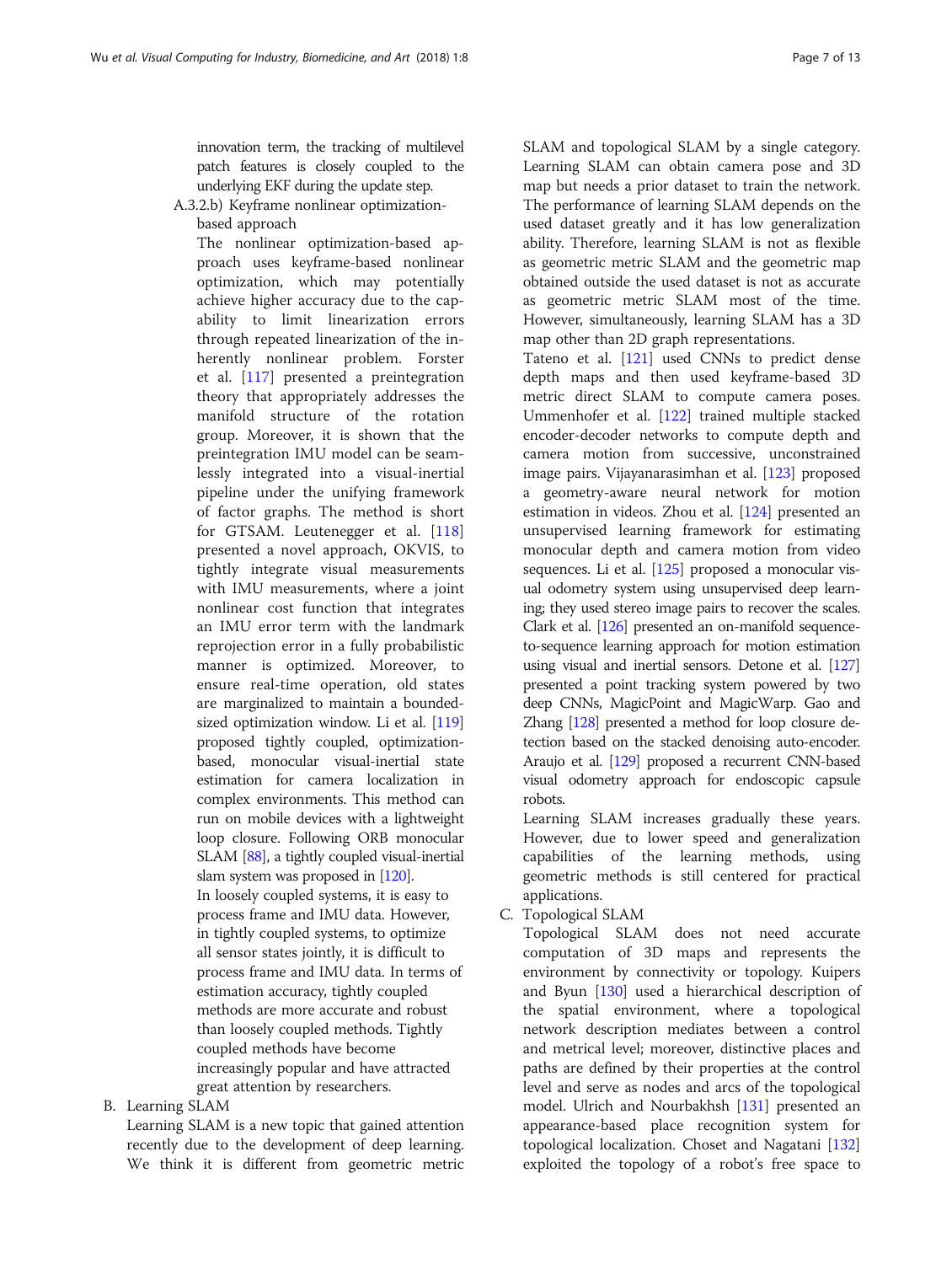innovation term, the tracking of multilevel patch features is closely coupled to the underlying EKF during the update step.

A.3.2.b) Keyframe nonlinear optimization-based approach

The nonlinear optimization-based approach uses keyframe-based nonlinear optimization, which may potentially achieve higher accuracy due to the capability to limit linearization errors through repeated linearization of the inherently nonlinear problem. Forster et al. [117] presented a preintegration theory that appropriately addresses the manifold structure of the rotation group. Moreover, it is shown that the preintegration IMU model can be seamlessly integrated into a visual-inertial pipeline under the unifying framework of factor graphs. The method is short for GTSAM. Leutenegger et al. [118] presented a novel approach, OKVIS, to tightly integrate visual measurements with IMU measurements, where a joint nonlinear cost function that integrates an IMU error term with the landmark reprojection error in a fully probabilistic manner is optimized. Moreover, to ensure real-time operation, old states are marginalized to maintain a bounded-sized optimization window. Li et al. [119] proposed tightly coupled, optimization-based, monocular visual-inertial state estimation for camera localization in complex environments. This method can run on mobile devices with a lightweight loop closure. Following ORB monocular SLAM [88], a tightly coupled visual-inertial slam system was proposed in [120].

In loosely coupled systems, it is easy to process frame and IMU data. However, in tightly coupled systems, to optimize all sensor states jointly, it is difficult to process frame and IMU data. In terms of estimation accuracy, tightly coupled methods are more accurate and robust than loosely coupled methods. Tightly coupled methods have become increasingly popular and have attracted great attention by researchers.

B. Learning SLAM

Learning SLAM is a new topic that gained attention recently due to the development of deep learning. We think it is different from geometric metric SLAM and topological SLAM by a single category. Learning SLAM can obtain camera pose and 3D map but needs a prior dataset to train the network. The performance of learning SLAM depends on the used dataset greatly and it has low generalization ability. Therefore, learning SLAM is not as flexible as geometric metric SLAM and the geometric map obtained outside the used dataset is not as accurate as geometric metric SLAM most of the time. However, simultaneously, learning SLAM has a 3D map other than 2D graph representations.

Tateno et al. [121] used CNNs to predict dense depth maps and then used keyframe-based 3D metric direct SLAM to compute camera poses. Ummenhofer et al. [122] trained multiple stacked encoder-decoder networks to compute depth and camera motion from successive, unconstrained image pairs. Vijayanarasimhan et al. [123] proposed a geometry-aware neural network for motion estimation in videos. Zhou et al. [124] presented an unsupervised learning framework for estimating monocular depth and camera motion from video sequences. Li et al. [125] proposed a monocular visual odometry system using unsupervised deep learning; they used stereo image pairs to recover the scales. Clark et al. [126] presented an on-manifold sequence-to-sequence learning approach for motion estimation using visual and inertial sensors. Detone et al. [127] presented a point tracking system powered by two deep CNNs, MagicPoint and MagicWarp. Gao and Zhang [128] presented a method for loop closure detection based on the stacked denoising auto-encoder. Araujo et al. [129] proposed a recurrent CNN-based visual odometry approach for endoscopic capsule robots.

Learning SLAM increases gradually these years. However, due to lower speed and generalization capabilities of the learning methods, using geometric methods is still centered for practical applications.

C. Topological SLAM

Topological SLAM does not need accurate computation of 3D maps and represents the environment by connectivity or topology. Kuipers and Byun [130] used a hierarchical description of the spatial environment, where a topological network description mediates between a control and metrical level; moreover, distinctive places and paths are defined by their properties at the control level and serve as nodes and arcs of the topological model. Ulrich and Nourbakhsh [131] presented an appearance-based place recognition system for topological localization. Choset and Nagatani [132] exploited the topology of a robot's free space to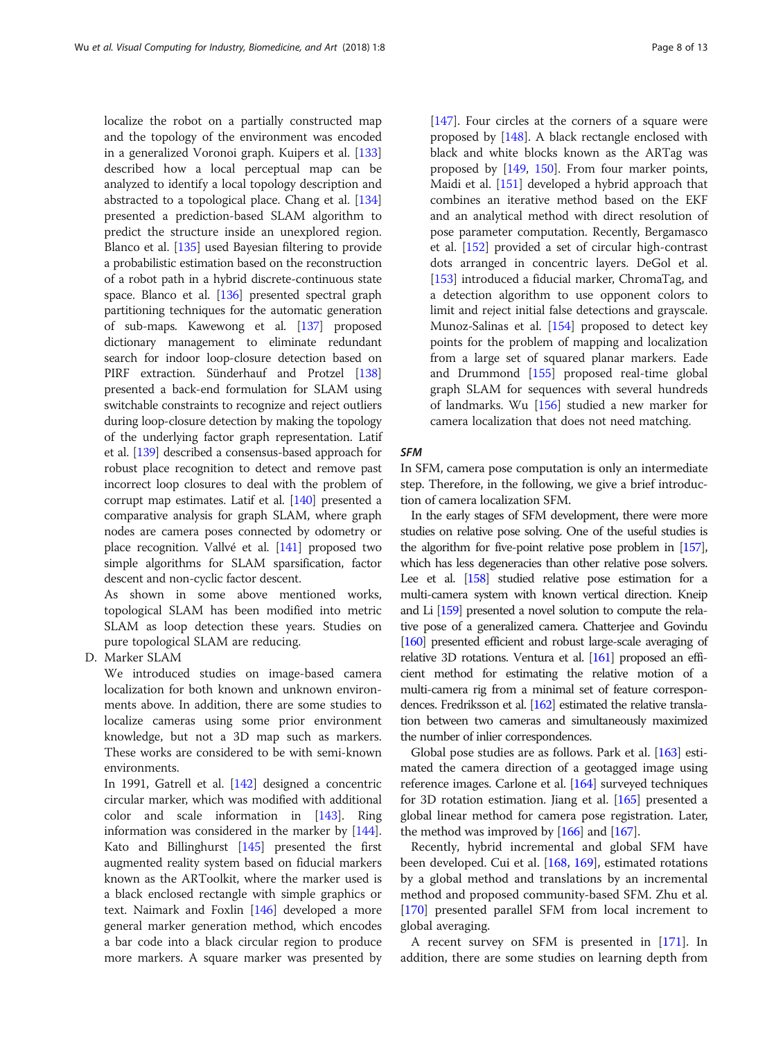localize the robot on a partially constructed map and the topology of the environment was encoded in a generalized Voronoi graph. Kuipers et al. [133] described how a local perceptual map can be analyzed to identify a local topology description and abstracted to a topological place. Chang et al. [134] presented a prediction-based SLAM algorithm to predict the structure inside an unexplored region. Blanco et al. [135] used Bayesian filtering to provide a probabilistic estimation based on the reconstruction of a robot path in a hybrid discrete-continuous state space. Blanco et al. [136] presented spectral graph partitioning techniques for the automatic generation of sub-maps. Kawewong et al. [137] proposed dictionary management to eliminate redundant search for indoor loop-closure detection based on PIRF extraction. Sünderhauf and Protzel [138] presented a back-end formulation for SLAM using switchable constraints to recognize and reject outliers during loop-closure detection by making the topology of the underlying factor graph representation. Latif et al. [139] described a consensus-based approach for robust place recognition to detect and remove past incorrect loop closures to deal with the problem of corrupt map estimates. Latif et al. [140] presented a comparative analysis for graph SLAM, where graph nodes are camera poses connected by odometry or place recognition. Vallvé et al. [141] proposed two simple algorithms for SLAM sparsification, factor descent and non-cyclic factor descent.

As shown in some above mentioned works, topological SLAM has been modified into metric SLAM as loop detection these years. Studies on pure topological SLAM are reducing.

D. Marker SLAM

We introduced studies on image-based camera localization for both known and unknown environments above. In addition, there are some studies to localize cameras using some prior environment knowledge, but not a 3D map such as markers. These works are considered to be with semi-known environments.

In 1991, Gatrell et al. [142] designed a concentric circular marker, which was modified with additional color and scale information in [143]. Ring information was considered in the marker by [144]. Kato and Billinghurst [145] presented the first augmented reality system based on fiducial markers known as the ARToolkit, where the marker used is a black enclosed rectangle with simple graphics or text. Naimark and Foxlin [146] developed a more general marker generation method, which encodes a bar code into a black circular region to produce more markers. A square marker was presented by [147]. Four circles at the corners of a square were proposed by [148]. A black rectangle enclosed with black and white blocks known as the ARTag was proposed by [149, 150]. From four marker points, Maidi et al. [151] developed a hybrid approach that combines an iterative method based on the EKF and an analytical method with direct resolution of pose parameter computation. Recently, Bergamasco et al. [152] provided a set of circular high-contrast dots arranged in concentric layers. DeGol et al. [153] introduced a fiducial marker, ChromaTag, and a detection algorithm to use opponent colors to limit and reject initial false detections and grayscale. Munoz-Salinas et al. [154] proposed to detect key points for the problem of mapping and localization from a large set of squared planar markers. Eade and Drummond [155] proposed real-time global graph SLAM for sequences with several hundreds of landmarks. Wu [156] studied a new marker for camera localization that does not need matching.

### *SFM*

In SFM, camera pose computation is only an intermediate step. Therefore, in the following, we give a brief introduction of camera localization SFM.

In the early stages of SFM development, there were more studies on relative pose solving. One of the useful studies is the algorithm for five-point relative pose problem in [157], which has less degeneracies than other relative pose solvers. Lee et al. [158] studied relative pose estimation for a multi-camera system with known vertical direction. Kneip and Li [159] presented a novel solution to compute the relative pose of a generalized camera. Chatterjee and Govindu [160] presented efficient and robust large-scale averaging of relative 3D rotations. Ventura et al. [161] proposed an efficient method for estimating the relative motion of a multi-camera rig from a minimal set of feature correspondences. Fredriksson et al. [162] estimated the relative translation between two cameras and simultaneously maximized the number of inlier correspondences.

Global pose studies are as follows. Park et al. [163] estimated the camera direction of a geotagged image using reference images. Carlone et al. [164] surveyed techniques for 3D rotation estimation. Jiang et al. [165] presented a global linear method for camera pose registration. Later, the method was improved by [166] and [167].

Recently, hybrid incremental and global SFM have been developed. Cui et al. [168, 169], estimated rotations by a global method and translations by an incremental method and proposed community-based SFM. Zhu et al. [170] presented parallel SFM from local increment to global averaging.

A recent survey on SFM is presented in [171]. In addition, there are some studies on learning depth from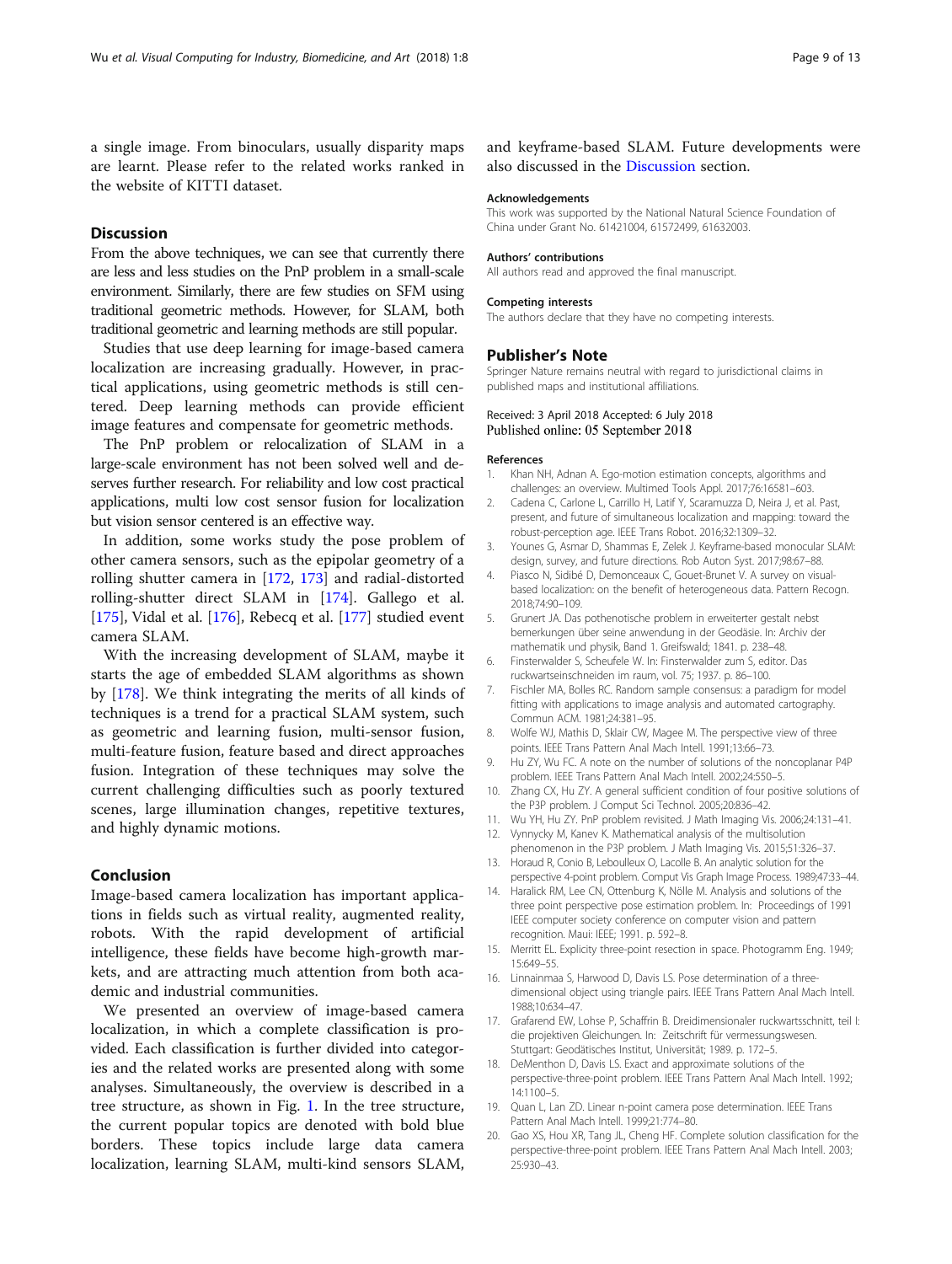a single image. From binoculars, usually disparity maps are learnt. Please refer to the related works ranked in the website of KITTI dataset.

## Discussion

From the above techniques, we can see that currently there are less and less studies on the PnP problem in a small-scale environment. Similarly, there are few studies on SFM using traditional geometric methods. However, for SLAM, both traditional geometric and learning methods are still popular.

Studies that use deep learning for image-based camera localization are increasing gradually. However, in practical applications, using geometric methods is still centered. Deep learning methods can provide efficient image features and compensate for geometric methods.

The PnP problem or relocalization of SLAM in a large-scale environment has not been solved well and deserves further research. For reliability and low cost practical applications, multi low cost sensor fusion for localization but vision sensor centered is an effective way.

In addition, some works study the pose problem of other camera sensors, such as the epipolar geometry of a rolling shutter camera in [172, 173] and radial-distorted rolling-shutter direct SLAM in [174]. Gallego et al. [175], Vidal et al. [176], Rebecq et al. [177] studied event camera SLAM.

With the increasing development of SLAM, maybe it starts the age of embedded SLAM algorithms as shown by [178]. We think integrating the merits of all kinds of techniques is a trend for a practical SLAM system, such as geometric and learning fusion, multi-sensor fusion, multi-feature fusion, feature based and direct approaches fusion. Integration of these techniques may solve the current challenging difficulties such as poorly textured scenes, large illumination changes, repetitive textures, and highly dynamic motions.

## Conclusion

Image-based camera localization has important applications in fields such as virtual reality, augmented reality, robots. With the rapid development of artificial intelligence, these fields have become high-growth markets, and are attracting much attention from both academic and industrial communities.

We presented an overview of image-based camera localization, in which a complete classification is provided. Each classification is further divided into categories and the related works are presented along with some analyses. Simultaneously, the overview is described in a tree structure, as shown in Fig. 1. In the tree structure, the current popular topics are denoted with bold blue borders. These topics include large data camera localization, learning SLAM, multi-kind sensors SLAM, and keyframe-based SLAM. Future developments were also discussed in the Discussion section.

### Acknowledgements

This work was supported by the National Natural Science Foundation of China under Grant No. 61421004, 61572499, 61632003.

### Authors' contributions

All authors read and approved the final manuscript.

### Competing interests

The authors declare that they have no competing interests.

## Publisher's Note

Springer Nature remains neutral with regard to jurisdictional claims in published maps and institutional affiliations.

Received: 3 April 2018 Accepted: 6 July 2018
Published online: 05 September 2018

### References

1. Khan NH, Adnan A. Ego-motion estimation concepts, algorithms and challenges: an overview. Multimed Tools Appl. 2017;76:16581–603.
2. Cadena C, Carlone L, Carrillo H, Latif Y, Scaramuzza D, Neira J, et al. Past, present, and future of simultaneous localization and mapping: toward the robust-perception age. IEEE Trans Robot. 2016;32:1309–32.
3. Younes G, Asmar D, Shammas E, Zelek J. Keyframe-based monocular SLAM: design, survey, and future directions. Rob Auton Syst. 2017;98:67–88.
4. Piasco N, Sidibé D, Demonceaux C, Gouet-Brunet V. A survey on visual-based localization: on the benefit of heterogeneous data. Pattern Recogn. 2018;74:90–109.
5. Grunert JA. Das pothenotische problem in erweiterter gestalt nebst bemerkungen über seine anwendung in der Geodäsie. In: Archiv der mathematik und physik, Band 1. Greifswald; 1841. p. 238–48.
6. Finsterwalder S, Scheufele W. In: Finsterwalder zum S, editor. Das ruckwartseinschneiden im raum, vol. 75; 1937. p. 86–100.
7. Fischler MA, Bolles RC. Random sample consensus: a paradigm for model fitting with applications to image analysis and automated cartography. Commun ACM. 1981;24:381–95.
8. Wolfe WJ, Mathis D, Sklair CW, Magee M. The perspective view of three points. IEEE Trans Pattern Anal Mach Intell. 1991;13:66–73.
9. Hu ZY, Wu FC. A note on the number of solutions of the noncoplanar P4P problem. IEEE Trans Pattern Anal Mach Intell. 2002;24:550–5.
10. Zhang CX, Hu ZY. A general sufficient condition of four positive solutions of the P3P problem. J Comput Sci Technol. 2005;20:836–42.
11. Wu YH, Hu ZY. PnP problem revisited. J Math Imaging Vis. 2006;24:131–41.
12. Vynnycky M, Kanev K. Mathematical analysis of the multisolution phenomenon in the P3P problem. J Math Imaging Vis. 2015;51:326–37.
13. Horaud R, Conio B, Leboulleux O, Lacolle B. An analytic solution for the perspective 4-point problem. Comput Vis Graph Image Process. 1989;47:33–44.
14. Haralick RM, Lee CN, Ottenburg K, Nölle M. Analysis and solutions of the three point perspective pose estimation problem. In: Proceedings of 1991 IEEE computer society conference on computer vision and pattern recognition. Maui: IEEE; 1991. p. 592–8.
15. Merritt EL. Explicity three-point resection in space. Photogramm Eng. 1949; 15:649–55.
16. Linnainmaa S, Harwood D, Davis LS. Pose determination of a three-dimensional object using triangle pairs. IEEE Trans Pattern Anal Mach Intell. 1988;10:634–47.
17. Grafarend EW, Lohse P, Schaffrin B. Dreidimensionaler ruckwartsschnitt, teil I: die projektiven Gleichungen. In: Zeitschrift für vermessungswesen. Stuttgart: Geodätisches Institut, Universität; 1989. p. 172–5.
18. DeMenthon D, Davis LS. Exact and approximate solutions of the perspective-three-point problem. IEEE Trans Pattern Anal Mach Intell. 1992; 14:1100–5.
19. Quan L, Lan ZD. Linear n-point camera pose determination. IEEE Trans Pattern Anal Mach Intell. 1999;21:774–80.
20. Gao XS, Hou XR, Tang JL, Cheng HF. Complete solution classification for the perspective-three-point problem. IEEE Trans Pattern Anal Mach Intell. 2003; 25:930–43.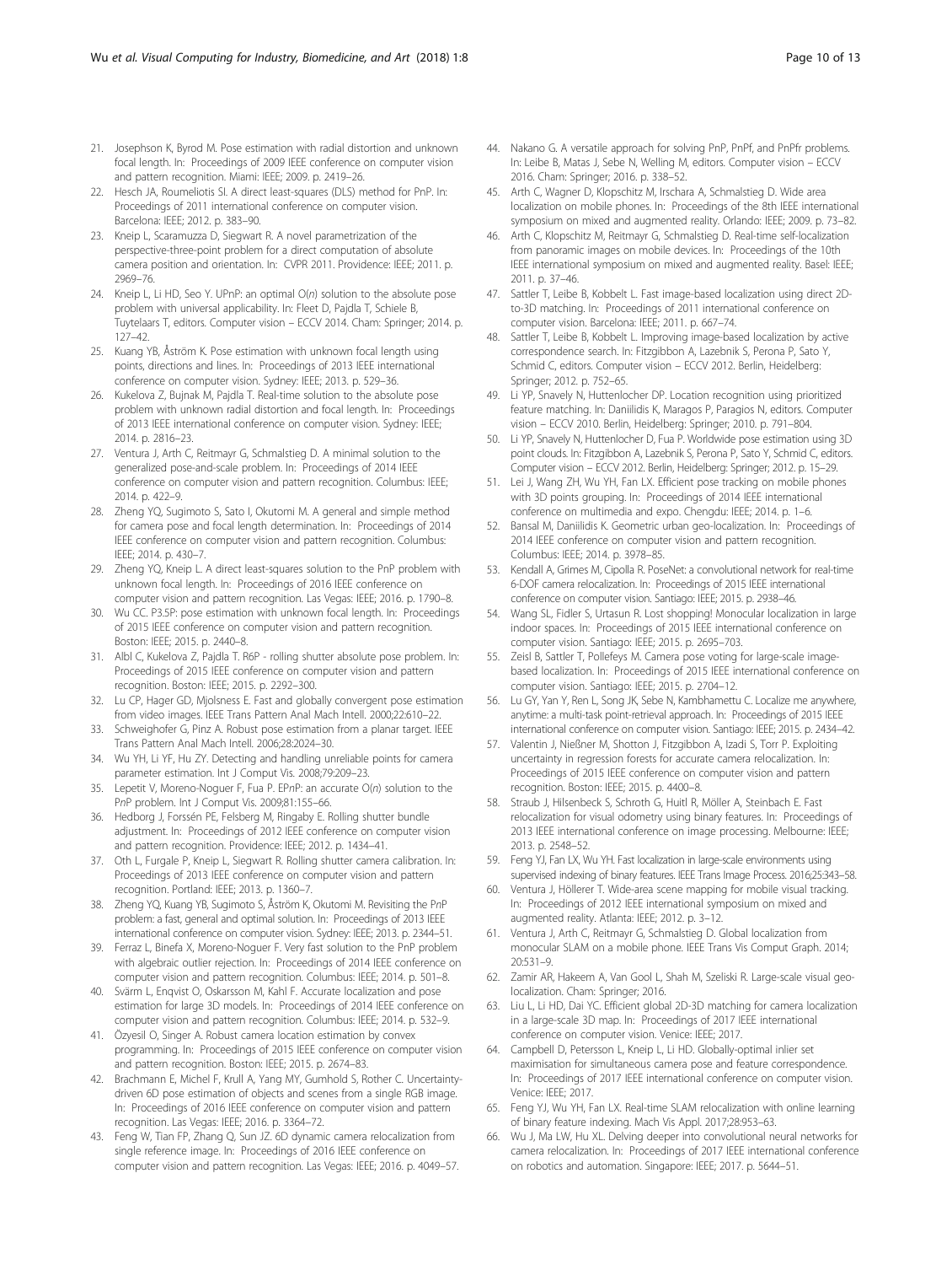21. Josephson K, Byrod M. Pose estimation with radial distortion and unknown focal length. In: Proceedings of 2009 IEEE conference on computer vision and pattern recognition. Miami: IEEE; 2009. p. 2419–26.
22. Hesch JA, Roumeliotis SI. A direct least-squares (DLS) method for PnP. In: Proceedings of 2011 international conference on computer vision. Barcelona: IEEE; 2012. p. 383–90.
23. Kneip L, Scaramuzza D, Siegwart R. A novel parametrization of the perspective-three-point problem for a direct computation of absolute camera position and orientation. In: CVPR 2011. Providence: IEEE; 2011. p. 2969–76.
24. Kneip L, Li HD, Seo Y. UPnP: an optimal O(*n*) solution to the absolute pose problem with universal applicability. In: Fleet D, Pajdla T, Schiele B, Tuytelaars T, editors. Computer vision – ECCV 2014. Cham: Springer; 2014. p. 127–42.
25. Kuang YB, Åström K. Pose estimation with unknown focal length using points, directions and lines. In: Proceedings of 2013 IEEE international conference on computer vision. Sydney: IEEE; 2013. p. 529–36.
26. Kukelova Z, Bujnak M, Pajdla T. Real-time solution to the absolute pose problem with unknown radial distortion and focal length. In: Proceedings of 2013 IEEE international conference on computer vision. Sydney: IEEE; 2014. p. 2816–23.
27. Ventura J, Arth C, Reitmayr G, Schmalstieg D. A minimal solution to the generalized pose-and-scale problem. In: Proceedings of 2014 IEEE conference on computer vision and pattern recognition. Columbus: IEEE; 2014. p. 422–9.
28. Zheng YQ, Sugimoto S, Sato I, Okutomi M. A general and simple method for camera pose and focal length determination. In: Proceedings of 2014 IEEE conference on computer vision and pattern recognition. Columbus: IEEE; 2014. p. 430–7.
29. Zheng YQ, Kneip L. A direct least-squares solution to the PnP problem with unknown focal length. In: Proceedings of 2016 IEEE conference on computer vision and pattern recognition. Las Vegas: IEEE; 2016. p. 1790–8.
30. Wu CC. P3.5P: pose estimation with unknown focal length. In: Proceedings of 2015 IEEE conference on computer vision and pattern recognition. Boston: IEEE; 2015. p. 2440–8.
31. Albl C, Kukelova Z, Pajdla T. R6P - rolling shutter absolute pose problem. In: Proceedings of 2015 IEEE conference on computer vision and pattern recognition. Boston: IEEE; 2015. p. 2292–300.
32. Lu CP, Hager GD, Mjolsness E. Fast and globally convergent pose estimation from video images. IEEE Trans Pattern Anal Mach Intell. 2000;22:610–22.
33. Schweighofer G, Pinz A. Robust pose estimation from a planar target. IEEE Trans Pattern Anal Mach Intell. 2006;28:2024–30.
34. Wu YH, Li YF, Hu ZY. Detecting and handling unreliable points for camera parameter estimation. Int J Comput Vis. 2008;79:209–23.
35. Lepetit V, Moreno-Noguer F, Fua P. EPnP: an accurate O(*n*) solution to the P*n*P problem. Int J Comput Vis. 2009;81:155–66.
36. Hedborg J, Forssén PE, Felsberg M, Ringaby E. Rolling shutter bundle adjustment. In: Proceedings of 2012 IEEE conference on computer vision and pattern recognition. Providence: IEEE; 2012. p. 1434–41.
37. Oth L, Furgale P, Kneip L, Siegwart R. Rolling shutter camera calibration. In: Proceedings of 2013 IEEE conference on computer vision and pattern recognition. Portland: IEEE; 2013. p. 1360–7.
38. Zheng YQ, Kuang YB, Sugimoto S, Åström K, Okutomi M. Revisiting the P*n*P problem: a fast, general and optimal solution. In: Proceedings of 2013 IEEE international conference on computer vision. Sydney: IEEE; 2013. p. 2344–51.
39. Ferraz L, Binefa X, Moreno-Noguer F. Very fast solution to the PnP problem with algebraic outlier rejection. In: Proceedings of 2014 IEEE conference on computer vision and pattern recognition. Columbus: IEEE; 2014. p. 501–8.
40. Svärm L, Enqvist O, Oskarsson M, Kahl F. Accurate localization and pose estimation for large 3D models. In: Proceedings of 2014 IEEE conference on computer vision and pattern recognition. Columbus: IEEE; 2014. p. 532–9.
41. Özyesil O, Singer A. Robust camera location estimation by convex programming. In: Proceedings of 2015 IEEE conference on computer vision and pattern recognition. Boston: IEEE; 2015. p. 2674–83.
42. Brachmann E, Michel F, Krull A, Yang MY, Gumhold S, Rother C. Uncertainty-driven 6D pose estimation of objects and scenes from a single RGB image. In: Proceedings of 2016 IEEE conference on computer vision and pattern recognition. Las Vegas: IEEE; 2016. p. 3364–72.
43. Feng W, Tian FP, Zhang Q, Sun JZ. 6D dynamic camera relocalization from single reference image. In: Proceedings of 2016 IEEE conference on computer vision and pattern recognition. Las Vegas: IEEE; 2016. p. 4049–57.
44. Nakano G. A versatile approach for solving PnP, PnPf, and PnPfr problems. In: Leibe B, Matas J, Sebe N, Welling M, editors. Computer vision – ECCV 2016. Cham: Springer; 2016. p. 338–52.
45. Arth C, Wagner D, Klopschitz M, Irschara A, Schmalstieg D. Wide area localization on mobile phones. In: Proceedings of the 8th IEEE international symposium on mixed and augmented reality. Orlando: IEEE; 2009. p. 73–82.
46. Arth C, Klopschitz M, Reitmayr G, Schmalstieg D. Real-time self-localization from panoramic images on mobile devices. In: Proceedings of the 10th IEEE international symposium on mixed and augmented reality. Basel: IEEE; 2011. p. 37–46.
47. Sattler T, Leibe B, Kobbelt L. Fast image-based localization using direct 2D-to-3D matching. In: Proceedings of 2011 international conference on computer vision. Barcelona: IEEE; 2011. p. 667–74.
48. Sattler T, Leibe B, Kobbelt L. Improving image-based localization by active correspondence search. In: Fitzgibbon A, Lazebnik S, Perona P, Sato Y, Schmid C, editors. Computer vision – ECCV 2012. Berlin, Heidelberg: Springer; 2012. p. 752–65.
49. Li YP, Snavely N, Huttenlocher DP. Location recognition using prioritized feature matching. In: Daniilidis K, Maragos P, Paragios N, editors. Computer vision – ECCV 2010. Berlin, Heidelberg: Springer; 2010. p. 791–804.
50. Li YP, Snavely N, Huttenlocher D, Fua P. Worldwide pose estimation using 3D point clouds. In: Fitzgibbon A, Lazebnik S, Perona P, Sato Y, Schmid C, editors. Computer vision – ECCV 2012. Berlin, Heidelberg: Springer; 2012. p. 15–29.
51. Lei J, Wang ZH, Wu YH, Fan LX. Efficient pose tracking on mobile phones with 3D points grouping. In: Proceedings of 2014 IEEE international conference on multimedia and expo. Chengdu: IEEE; 2014. p. 1–6.
52. Bansal M, Daniilidis K. Geometric urban geo-localization. In: Proceedings of 2014 IEEE conference on computer vision and pattern recognition. Columbus: IEEE; 2014. p. 3978–85.
53. Kendall A, Grimes M, Cipolla R. PoseNet: a convolutional network for real-time 6-DOF camera relocalization. In: Proceedings of 2015 IEEE international conference on computer vision. Santiago: IEEE; 2015. p. 2938–46.
54. Wang SL, Fidler S, Urtasun R. Lost shopping! Monocular localization in large indoor spaces. In: Proceedings of 2015 IEEE international conference on computer vision. Santiago: IEEE; 2015. p. 2695–703.
55. Zeisl B, Sattler T, Pollefeys M. Camera pose voting for large-scale image-based localization. In: Proceedings of 2015 IEEE international conference on computer vision. Santiago: IEEE; 2015. p. 2704–12.
56. Lu GY, Yan Y, Ren L, Song JK, Sebe N, Kambhamettu C. Localize me anywhere, anytime: a multi-task point-retrieval approach. In: Proceedings of 2015 IEEE international conference on computer vision. Santiago: IEEE; 2015. p. 2434–42.
57. Valentin J, Nießner M, Shotton J, Fitzgibbon A, Izadi S, Torr P. Exploiting uncertainty in regression forests for accurate camera relocalization. In: Proceedings of 2015 IEEE conference on computer vision and pattern recognition. Boston: IEEE; 2015. p. 4400–8.
58. Straub J, Hilsenbeck S, Schroth G, Huitl R, Möller A, Steinbach E. Fast relocalization for visual odometry using binary features. In: Proceedings of 2013 IEEE international conference on image processing. Melbourne: IEEE; 2013. p. 2548–52.
59. Feng YJ, Fan LX, Wu YH. Fast localization in large-scale environments using supervised indexing of binary features. IEEE Trans Image Process. 2016;25:343–58.
60. Ventura J, Höllerer T. Wide-area scene mapping for mobile visual tracking. In: Proceedings of 2012 IEEE international symposium on mixed and augmented reality. Atlanta: IEEE; 2012. p. 3–12.
61. Ventura J, Arth C, Reitmayr G, Schmalstieg D. Global localization from monocular SLAM on a mobile phone. IEEE Trans Vis Comput Graph. 2014; 20:531–9.
62. Zamir AR, Hakeem A, Van Gool L, Shah M, Szeliski R. Large-scale visual geo-localization. Cham: Springer; 2016.
63. Liu L, Li HD, Dai YC. Efficient global 2D-3D matching for camera localization in a large-scale 3D map. In: Proceedings of 2017 IEEE international conference on computer vision. Venice: IEEE; 2017.
64. Campbell D, Petersson L, Kneip L, Li HD. Globally-optimal inlier set maximisation for simultaneous camera pose and feature correspondence. In: Proceedings of 2017 IEEE international conference on computer vision. Venice: IEEE; 2017.
65. Feng YJ, Wu YH, Fan LX. Real-time SLAM relocalization with online learning of binary feature indexing. Mach Vis Appl. 2017;28:953–63.
66. Wu J, Ma LW, Hu XL. Delving deeper into convolutional neural networks for camera relocalization. In: Proceedings of 2017 IEEE international conference on robotics and automation. Singapore: IEEE; 2017. p. 5644–51.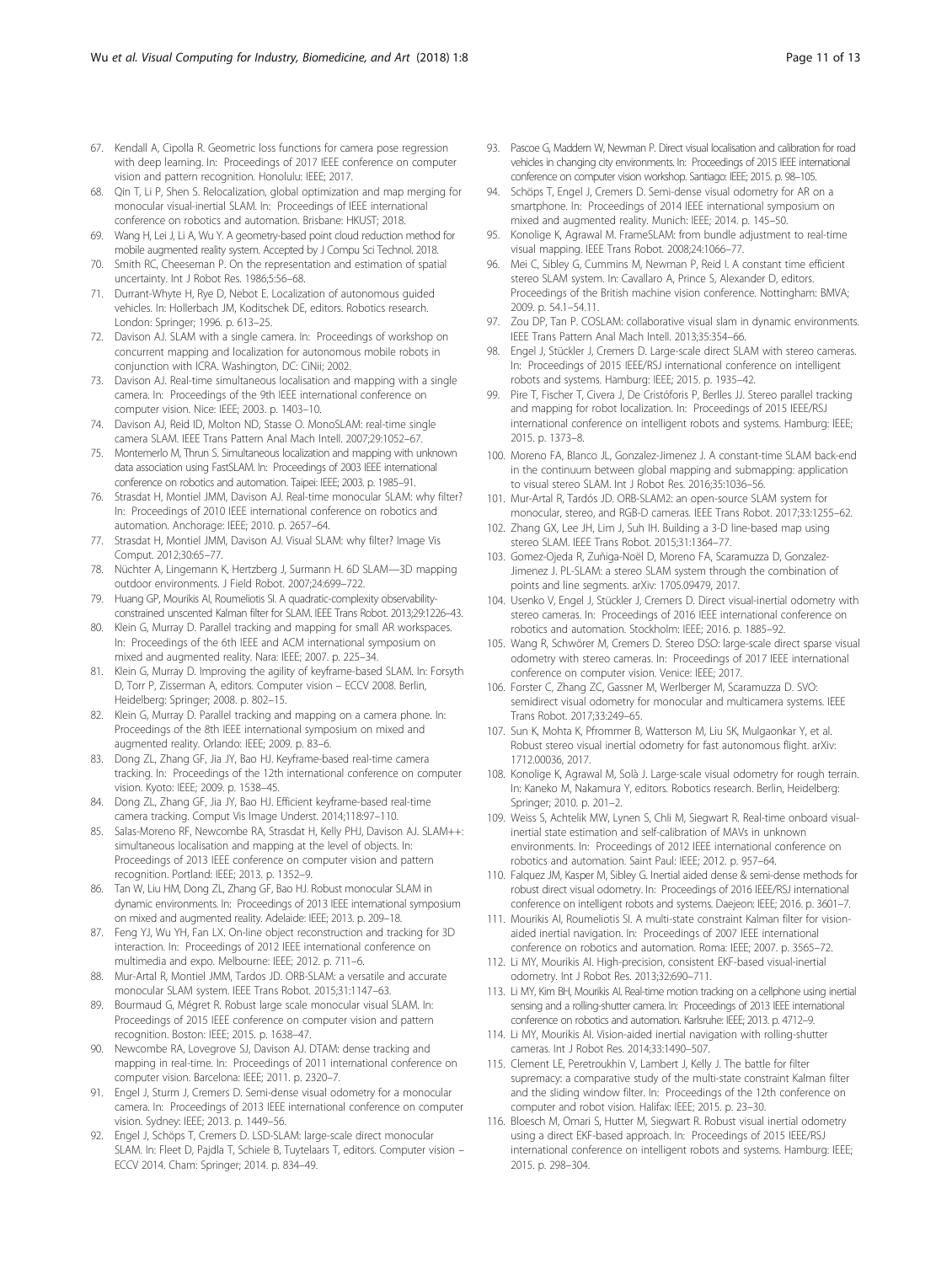67. Kendall A, Cipolla R. Geometric loss functions for camera pose regression with deep learning. In: Proceedings of 2017 IEEE conference on computer vision and pattern recognition. Honolulu: IEEE; 2017.
68. Qin T, Li P, Shen S. Relocalization, global optimization and map merging for monocular visual-inertial SLAM. In: Proceedings of IEEE international conference on robotics and automation. Brisbane: HKUST; 2018.
69. Wang H, Lei J, Li A, Wu Y. A geometry-based point cloud reduction method for mobile augmented reality system. Accepted by J Compu Sci Technol. 2018.
70. Smith RC, Cheeseman P. On the representation and estimation of spatial uncertainty. Int J Robot Res. 1986;5:56–68.
71. Durrant-Whyte H, Rye D, Nebot E. Localization of autonomous guided vehicles. In: Hollerbach JM, Koditschek DE, editors. Robotics research. London: Springer; 1996. p. 613–25.
72. Davison AJ. SLAM with a single camera. In: Proceedings of workshop on concurrent mapping and localization for autonomous mobile robots in conjunction with ICRA. Washington, DC: CiNii; 2002.
73. Davison AJ. Real-time simultaneous localisation and mapping with a single camera. In: Proceedings of the 9th IEEE international conference on computer vision. Nice: IEEE; 2003. p. 1403–10.
74. Davison AJ, Reid ID, Molton ND, Stasse O. MonoSLAM: real-time single camera SLAM. IEEE Trans Pattern Anal Mach Intell. 2007;29:1052–67.
75. Montemerlo M, Thrun S. Simultaneous localization and mapping with unknown data association using FastSLAM. In: Proceedings of 2003 IEEE international conference on robotics and automation. Taipei: IEEE; 2003. p. 1985–91.
76. Strasdat H, Montiel JMM, Davison AJ. Real-time monocular SLAM: why filter? In: Proceedings of 2010 IEEE international conference on robotics and automation. Anchorage: IEEE; 2010. p. 2657–64.
77. Strasdat H, Montiel JMM, Davison AJ. Visual SLAM: why filter? Image Vis Comput. 2012;30:65–77.
78. Nüchter A, Lingemann K, Hertzberg J, Surmann H. 6D SLAM—3D mapping outdoor environments. J Field Robot. 2007;24:699–722.
79. Huang GP, Mourikis AI, Roumeliotis SI. A quadratic-complexity observability-constrained unscented Kalman filter for SLAM. IEEE Trans Robot. 2013;29:1226–43.
80. Klein G, Murray D. Parallel tracking and mapping for small AR workspaces. In: Proceedings of the 6th IEEE and ACM international symposium on mixed and augmented reality. Nara: IEEE; 2007. p. 225–34.
81. Klein G, Murray D. Improving the agility of keyframe-based SLAM. In: Forsyth D, Torr P, Zisserman A, editors. Computer vision – ECCV 2008. Berlin, Heidelberg: Springer; 2008. p. 802–15.
82. Klein G, Murray D. Parallel tracking and mapping on a camera phone. In: Proceedings of the 8th IEEE international symposium on mixed and augmented reality. Orlando: IEEE; 2009. p. 83–6.
83. Dong ZL, Zhang GF, Jia JY, Bao HJ. Keyframe-based real-time camera tracking. In: Proceedings of the 12th international conference on computer vision. Kyoto: IEEE; 2009. p. 1538–45.
84. Dong ZL, Zhang GF, Jia JY, Bao HJ. Efficient keyframe-based real-time camera tracking. Comput Vis Image Underst. 2014;118:97–110.
85. Salas-Moreno RF, Newcombe RA, Strasdat H, Kelly PHJ, Davison AJ. SLAM++: simultaneous localisation and mapping at the level of objects. In: Proceedings of 2013 IEEE conference on computer vision and pattern recognition. Portland: IEEE; 2013. p. 1352–9.
86. Tan W, Liu HM, Dong ZL, Zhang GF, Bao HJ. Robust monocular SLAM in dynamic environments. In: Proceedings of 2013 IEEE international symposium on mixed and augmented reality. Adelaide: IEEE; 2013. p. 209–18.
87. Feng YJ, Wu YH, Fan LX. On-line object reconstruction and tracking for 3D interaction. In: Proceedings of 2012 IEEE international conference on multimedia and expo. Melbourne: IEEE; 2012. p. 711–6.
88. Mur-Artal R, Montiel JMM, Tardos JD. ORB-SLAM: a versatile and accurate monocular SLAM system. IEEE Trans Robot. 2015;31:1147–63.
89. Bourmaud G, Mégret R. Robust large scale monocular visual SLAM. In: Proceedings of 2015 IEEE conference on computer vision and pattern recognition. Boston: IEEE; 2015. p. 1638–47.
90. Newcombe RA, Lovegrove SJ, Davison AJ. DTAM: dense tracking and mapping in real-time. In: Proceedings of 2011 international conference on computer vision. Barcelona: IEEE; 2011. p. 2320–7.
91. Engel J, Sturm J, Cremers D. Semi-dense visual odometry for a monocular camera. In: Proceedings of 2013 IEEE international conference on computer vision. Sydney: IEEE; 2013. p. 1449–56.
92. Engel J, Schöps T, Cremers D. LSD-SLAM: large-scale direct monocular SLAM. In: Fleet D, Pajdla T, Schiele B, Tuytelaars T, editors. Computer vision – ECCV 2014. Cham: Springer; 2014. p. 834–49.
93. Pascoe G, Maddern W, Newman P. Direct visual localisation and calibration for road vehicles in changing city environments. In: Proceedings of 2015 IEEE international conference on computer vision workshop. Santiago: IEEE; 2015. p. 98–105.
94. Schöps T, Engel J, Cremers D. Semi-dense visual odometry for AR on a smartphone. In: Proceedings of 2014 IEEE international symposium on mixed and augmented reality. Munich: IEEE; 2014. p. 145–50.
95. Konolige K, Agrawal M. FrameSLAM: from bundle adjustment to real-time visual mapping. IEEE Trans Robot. 2008;24:1066–77.
96. Mei C, Sibley G, Cummins M, Newman P, Reid I. A constant time efficient stereo SLAM system. In: Cavallaro A, Prince S, Alexander D, editors. Proceedings of the British machine vision conference. Nottingham: BMVA; 2009. p. 54.1–54.11.
97. Zou DP, Tan P. COSLAM: collaborative visual slam in dynamic environments. IEEE Trans Pattern Anal Mach Intell. 2013;35:354–66.
98. Engel J, Stückler J, Cremers D. Large-scale direct SLAM with stereo cameras. In: Proceedings of 2015 IEEE/RSJ international conference on intelligent robots and systems. Hamburg: IEEE; 2015. p. 1935–42.
99. Pire T, Fischer T, Civera J, De Cristóforis P, Berlles JJ. Stereo parallel tracking and mapping for robot localization. In: Proceedings of 2015 IEEE/RSJ international conference on intelligent robots and systems. Hamburg: IEEE; 2015. p. 1373–8.
100. Moreno FA, Blanco JL, Gonzalez-Jimenez J. A constant-time SLAM back-end in the continuum between global mapping and submapping: application to visual stereo SLAM. Int J Robot Res. 2016;35:1036–56.
101. Mur-Artal R, Tardós JD. ORB-SLAM2: an open-source SLAM system for monocular, stereo, and RGB-D cameras. IEEE Trans Robot. 2017;33:1255–62.
102. Zhang GX, Lee JH, Lim J, Suh IH. Building a 3-D line-based map using stereo SLAM. IEEE Trans Robot. 2015;31:1364–77.
103. Gomez-Ojeda R, Zuñiga-Noël D, Moreno FA, Scaramuzza D, Gonzalez-Jimenez J. PL-SLAM: a stereo SLAM system through the combination of points and line segments. arXiv: 1705.09479, 2017.
104. Usenko V, Engel J, Stückler J, Cremers D. Direct visual-inertial odometry with stereo cameras. In: Proceedings of 2016 IEEE international conference on robotics and automation. Stockholm: IEEE; 2016. p. 1885–92.
105. Wang R, Schwörer M, Cremers D. Stereo DSO: large-scale direct sparse visual odometry with stereo cameras. In: Proceedings of 2017 IEEE international conference on computer vision. Venice: IEEE; 2017.
106. Forster C, Zhang ZC, Gassner M, Werlberger M, Scaramuzza D. SVO: semidirect visual odometry for monocular and multicamera systems. IEEE Trans Robot. 2017;33:249–65.
107. Sun K, Mohta K, Pfrommer B, Watterson M, Liu SK, Mulgaonkar Y, et al. Robust stereo visual inertial odometry for fast autonomous flight. arXiv: 1712.00036, 2017.
108. Konolige K, Agrawal M, Solà J. Large-scale visual odometry for rough terrain. In: Kaneko M, Nakamura Y, editors. Robotics research. Berlin, Heidelberg: Springer; 2010. p. 201–2.
109. Weiss S, Achtelik MW, Lynen S, Chli M, Siegwart R. Real-time onboard visual-inertial state estimation and self-calibration of MAVs in unknown environments. In: Proceedings of 2012 IEEE international conference on robotics and automation. Saint Paul: IEEE; 2012. p. 957–64.
110. Falquez JM, Kasper M, Sibley G. Inertial aided dense & semi-dense methods for robust direct visual odometry. In: Proceedings of 2016 IEEE/RSJ international conference on intelligent robots and systems. Daejeon: IEEE; 2016. p. 3601–7.
111. Mourikis AI, Roumeliotis SI. A multi-state constraint Kalman filter for vision-aided inertial navigation. In: Proceedings of 2007 IEEE international conference on robotics and automation. Roma: IEEE; 2007. p. 3565–72.
112. Li MY, Mourikis AI. High-precision, consistent EKF-based visual-inertial odometry. Int J Robot Res. 2013;32:690–711.
113. Li MY, Kim BH, Mourikis AI. Real-time motion tracking on a cellphone using inertial sensing and a rolling-shutter camera. In: Proceedings of 2013 IEEE international conference on robotics and automation. Karlsruhe: IEEE; 2013. p. 4712–9.
114. Li MY, Mourikis AI. Vision-aided inertial navigation with rolling-shutter cameras. Int J Robot Res. 2014;33:1490–507.
115. Clement LE, Peretroukhin V, Lambert J, Kelly J. The battle for filter supremacy: a comparative study of the multi-state constraint Kalman filter and the sliding window filter. In: Proceedings of the 12th conference on computer and robot vision. Halifax: IEEE; 2015. p. 23–30.
116. Bloesch M, Omari S, Hutter M, Siegwart R. Robust visual inertial odometry using a direct EKF-based approach. In: Proceedings of 2015 IEEE/RSJ international conference on intelligent robots and systems. Hamburg: IEEE; 2015. p. 298–304.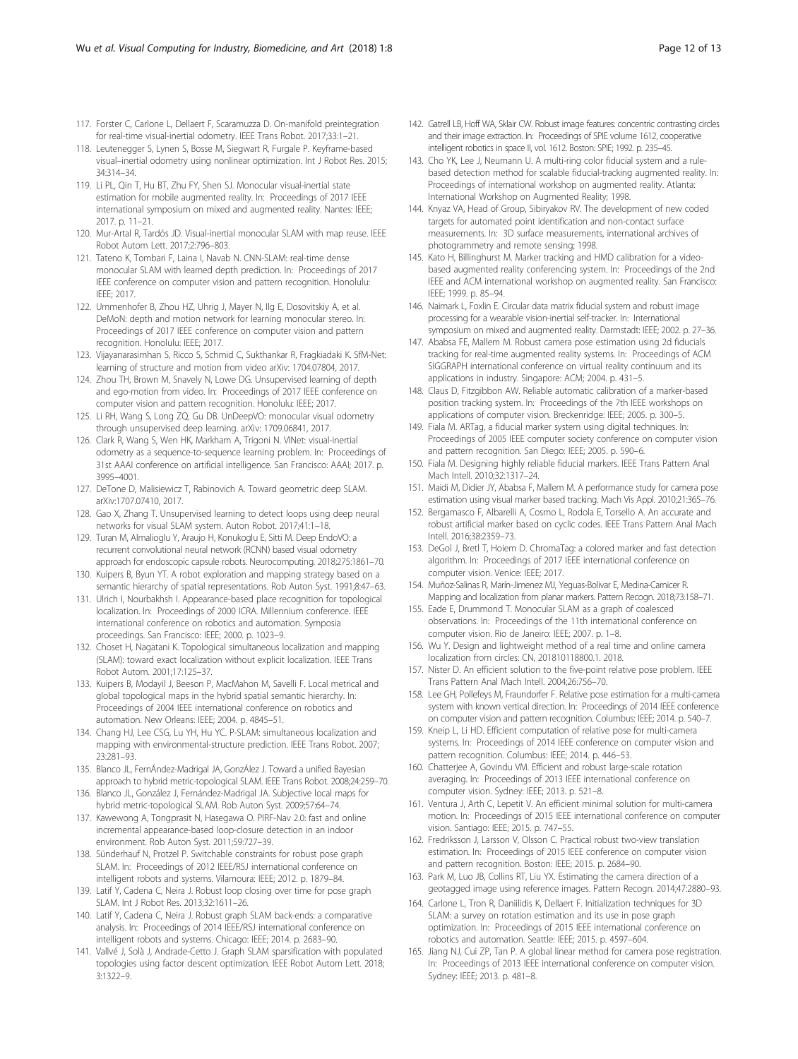117. Forster C, Carlone L, Dellaert F, Scaramuzza D. On-manifold preintegration for real-time visual-inertial odometry. IEEE Trans Robot. 2017;33:1–21.
118. Leutenegger S, Lynen S, Bosse M, Siegwart R, Furgale P. Keyframe-based visual–inertial odometry using nonlinear optimization. Int J Robot Res. 2015; 34:314–34.
119. Li PL, Qin T, Hu BT, Zhu FY, Shen SJ. Monocular visual-inertial state estimation for mobile augmented reality. In: Proceedings of 2017 IEEE international symposium on mixed and augmented reality. Nantes: IEEE; 2017. p. 11–21.
120. Mur-Artal R, Tardós JD. Visual-inertial monocular SLAM with map reuse. IEEE Robot Autom Lett. 2017;2:796–803.
121. Tateno K, Tombari F, Laina I, Navab N. CNN-SLAM: real-time dense monocular SLAM with learned depth prediction. In: Proceedings of 2017 IEEE conference on computer vision and pattern recognition. Honolulu: IEEE; 2017.
122. Ummenhofer B, Zhou HZ, Uhrig J, Mayer N, Ilg E, Dosovitskiy A, et al. DeMoN: depth and motion network for learning monocular stereo. In: Proceedings of 2017 IEEE conference on computer vision and pattern recognition. Honolulu: IEEE; 2017.
123. Vijayanarasimhan S, Ricco S, Schmid C, Sukthankar R, Fragkiadaki K. SfM-Net: learning of structure and motion from video arXiv: 1704.07804, 2017.
124. Zhou TH, Brown M, Snavely N, Lowe DG. Unsupervised learning of depth and ego-motion from video. In: Proceedings of 2017 IEEE conference on computer vision and pattern recognition. Honolulu: IEEE; 2017.
125. Li RH, Wang S, Long ZQ, Gu DB. UnDeepVO: monocular visual odometry through unsupervised deep learning. arXiv: 1709.06841, 2017.
126. Clark R, Wang S, Wen HK, Markham A, Trigoni N. VINet: visual-inertial odometry as a sequence-to-sequence learning problem. In: Proceedings of 31st AAAI conference on artificial intelligence. San Francisco: AAAI; 2017. p. 3995–4001.
127. DeTone D, Malisiewicz T, Rabinovich A. Toward geometric deep SLAM. arXiv:1707.07410, 2017.
128. Gao X, Zhang T. Unsupervised learning to detect loops using deep neural networks for visual SLAM system. Auton Robot. 2017;41:1–18.
129. Turan M, Almalioglu Y, Araujo H, Konukoglu E, Sitti M. Deep EndoVO: a recurrent convolutional neural network (RCNN) based visual odometry approach for endoscopic capsule robots. Neurocomputing. 2018;275:1861–70.
130. Kuipers B, Byun YT. A robot exploration and mapping strategy based on a semantic hierarchy of spatial representations. Rob Auton Syst. 1991;8:47–63.
131. Ulrich I, Nourbakhsh I. Appearance-based place recognition for topological localization. In: Proceedings of 2000 ICRA. Millennium conference. IEEE international conference on robotics and automation. Symposia proceedings. San Francisco: IEEE; 2000. p. 1023–9.
132. Choset H, Nagatani K. Topological simultaneous localization and mapping (SLAM): toward exact localization without explicit localization. IEEE Trans Robot Autom. 2001;17:125–37.
133. Kuipers B, Modayil J, Beeson P, MacMahon M, Savelli F. Local metrical and global topological maps in the hybrid spatial semantic hierarchy. In: Proceedings of 2004 IEEE international conference on robotics and automation. New Orleans: IEEE; 2004. p. 4845–51.
134. Chang HJ, Lee CSG, Lu YH, Hu YC. P-SLAM: simultaneous localization and mapping with environmental-structure prediction. IEEE Trans Robot. 2007; 23:281–93.
135. Blanco JL, FernÁndez-Madrigal JA, GonzÁlez J. Toward a unified Bayesian approach to hybrid metric-topological SLAM. IEEE Trans Robot. 2008;24:259–70.
136. Blanco JL, González J, Fernández-Madrigal JA. Subjective local maps for hybrid metric-topological SLAM. Rob Auton Syst. 2009;57:64–74.
137. Kawewong A, Tongprasit N, Hasegawa O. PIRF-Nav 2.0: fast and online incremental appearance-based loop-closure detection in an indoor environment. Rob Auton Syst. 2011;59:727–39.
138. Sünderhauf N, Protzel P. Switchable constraints for robust pose graph SLAM. In: Proceedings of 2012 IEEE/RSJ international conference on intelligent robots and systems. Vilamoura: IEEE; 2012. p. 1879–84.
139. Latif Y, Cadena C, Neira J. Robust loop closing over time for pose graph SLAM. Int J Robot Res. 2013;32:1611–26.
140. Latif Y, Cadena C, Neira J. Robust graph SLAM back-ends: a comparative analysis. In: Proceedings of 2014 IEEE/RSJ international conference on intelligent robots and systems. Chicago: IEEE; 2014. p. 2683–90.
141. Vallvé J, Solà J, Andrade-Cetto J. Graph SLAM sparsification with populated topologies using factor descent optimization. IEEE Robot Autom Lett. 2018; 3:1322–9.
142. Gatrell LB, Hoff WA, Sklair CW. Robust image features: concentric contrasting circles and their image extraction. In: Proceedings of SPIE volume 1612, cooperative intelligent robotics in space II, vol. 1612. Boston: SPIE; 1992. p. 235–45.
143. Cho YK, Lee J, Neumann U. A multi-ring color fiducial system and a rule-based detection method for scalable fiducial-tracking augmented reality. In: Proceedings of international workshop on augmented reality. Atlanta: International Workshop on Augmented Reality; 1998.
144. Knyaz VA, Head of Group, Sibiryakov RV. The development of new coded targets for automated point identification and non-contact surface measurements. In: 3D surface measurements, international archives of photogrammetry and remote sensing; 1998.
145. Kato H, Billinghurst M. Marker tracking and HMD calibration for a video-based augmented reality conferencing system. In: Proceedings of the 2nd IEEE and ACM international workshop on augmented reality. San Francisco: IEEE; 1999. p. 85–94.
146. Naimark L, Foxlin E. Circular data matrix fiducial system and robust image processing for a wearable vision-inertial self-tracker. In: International symposium on mixed and augmented reality. Darmstadt: IEEE; 2002. p. 27–36.
147. Ababsa FE, Mallem M. Robust camera pose estimation using 2d fiducials tracking for real-time augmented reality systems. In: Proceedings of ACM SIGGRAPH international conference on virtual reality continuum and its applications in industry. Singapore: ACM; 2004. p. 431–5.
148. Claus D, Fitzgibbon AW. Reliable automatic calibration of a marker-based position tracking system. In: Proceedings of the 7th IEEE workshops on applications of computer vision. Breckenridge: IEEE; 2005. p. 300–5.
149. Fiala M. ARTag, a fiducial marker system using digital techniques. In: Proceedings of 2005 IEEE computer society conference on computer vision and pattern recognition. San Diego: IEEE; 2005. p. 590–6.
150. Fiala M. Designing highly reliable fiducial markers. IEEE Trans Pattern Anal Mach Intell. 2010;32:1317–24.
151. Maidi M, Didier JY, Ababsa F, Mallem M. A performance study for camera pose estimation using visual marker based tracking. Mach Vis Appl. 2010;21:365–76.
152. Bergamasco F, Albarelli A, Cosmo L, Rodola E, Torsello A. An accurate and robust artificial marker based on cyclic codes. IEEE Trans Pattern Anal Mach Intell. 2016;38:2359–73.
153. DeGol J, Bretl T, Hoiem D. ChromaTag: a colored marker and fast detection algorithm. In: Proceedings of 2017 IEEE international conference on computer vision. Venice: IEEE; 2017.
154. Muñoz-Salinas R, Marín-Jimenez MJ, Yeguas-Bolivar E, Medina-Carnicer R. Mapping and localization from planar markers. Pattern Recogn. 2018;73:158–71.
155. Eade E, Drummond T. Monocular SLAM as a graph of coalesced observations. In: Proceedings of the 11th international conference on computer vision. Rio de Janeiro: IEEE; 2007. p. 1–8.
156. Wu Y. Design and lightweight method of a real time and online camera localization from circles: CN, 201810118800.1. 2018.
157. Nister D. An efficient solution to the five-point relative pose problem. IEEE Trans Pattern Anal Mach Intell. 2004;26:756–70.
158. Lee GH, Pollefeys M, Fraundorfer F. Relative pose estimation for a multi-camera system with known vertical direction. In: Proceedings of 2014 IEEE conference on computer vision and pattern recognition. Columbus: IEEE; 2014. p. 540–7.
159. Kneip L, Li HD. Efficient computation of relative pose for multi-camera systems. In: Proceedings of 2014 IEEE conference on computer vision and pattern recognition. Columbus: IEEE; 2014. p. 446–53.
160. Chatterjee A, Govindu VM. Efficient and robust large-scale rotation averaging. In: Proceedings of 2013 IEEE international conference on computer vision. Sydney: IEEE; 2013. p. 521–8.
161. Ventura J, Arth C, Lepetit V. An efficient minimal solution for multi-camera motion. In: Proceedings of 2015 IEEE international conference on computer vision. Santiago: IEEE; 2015. p. 747–55.
162. Fredriksson J, Larsson V, Olsson C. Practical robust two-view translation estimation. In: Proceedings of 2015 IEEE conference on computer vision and pattern recognition. Boston: IEEE; 2015. p. 2684–90.
163. Park M, Luo JB, Collins RT, Liu YX. Estimating the camera direction of a geotagged image using reference images. Pattern Recogn. 2014;47:2880–93.
164. Carlone L, Tron R, Daniilidis K, Dellaert F. Initialization techniques for 3D SLAM: a survey on rotation estimation and its use in pose graph optimization. In: Proceedings of 2015 IEEE international conference on robotics and automation. Seattle: IEEE; 2015. p. 4597–604.
165. Jiang NJ, Cui ZP, Tan P. A global linear method for camera pose registration. In: Proceedings of 2013 IEEE international conference on computer vision. Sydney: IEEE; 2013. p. 481–8.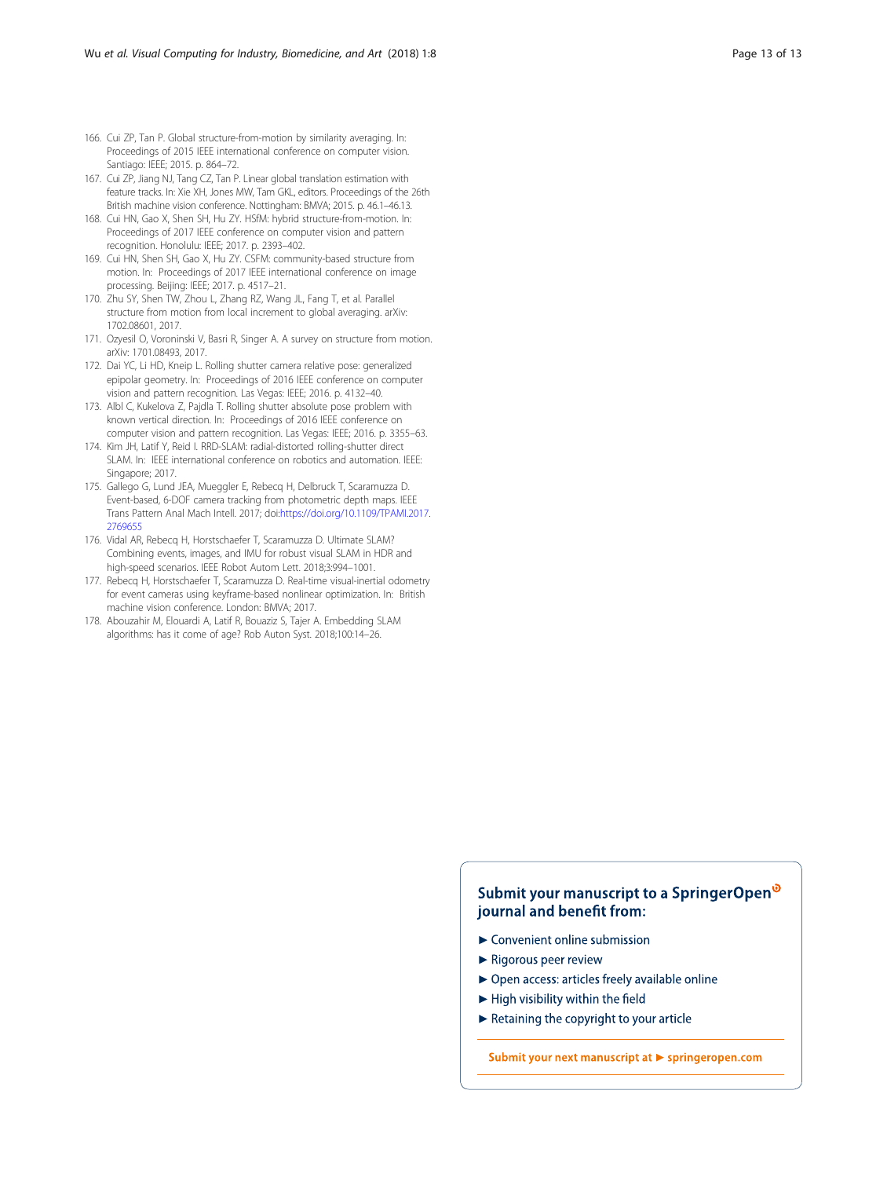166. Cui ZP, Tan P. Global structure-from-motion by similarity averaging. In: Proceedings of 2015 IEEE international conference on computer vision. Santiago: IEEE; 2015. p. 864–72.
167. Cui ZP, Jiang NJ, Tang CZ, Tan P. Linear global translation estimation with feature tracks. In: Xie XH, Jones MW, Tam GKL, editors. Proceedings of the 26th British machine vision conference. Nottingham: BMVA; 2015. p. 46.1–46.13.
168. Cui HN, Gao X, Shen SH, Hu ZY. HSfM: hybrid structure-from-motion. In: Proceedings of 2017 IEEE conference on computer vision and pattern recognition. Honolulu: IEEE; 2017. p. 2393–402.
169. Cui HN, Shen SH, Gao X, Hu ZY. CSFM: community-based structure from motion. In: Proceedings of 2017 IEEE international conference on image processing. Beijing: IEEE; 2017. p. 4517–21.
170. Zhu SY, Shen TW, Zhou L, Zhang RZ, Wang JL, Fang T, et al. Parallel structure from motion from local increment to global averaging. arXiv: 1702.08601, 2017.
171. Ozyesil O, Voroninski V, Basri R, Singer A. A survey on structure from motion. arXiv: 1701.08493, 2017.
172. Dai YC, Li HD, Kneip L. Rolling shutter camera relative pose: generalized epipolar geometry. In: Proceedings of 2016 IEEE conference on computer vision and pattern recognition. Las Vegas: IEEE; 2016. p. 4132–40.
173. Albl C, Kukelova Z, Pajdla T. Rolling shutter absolute pose problem with known vertical direction. In: Proceedings of 2016 IEEE conference on computer vision and pattern recognition. Las Vegas: IEEE; 2016. p. 3355–63.
174. Kim JH, Latif Y, Reid I. RRD-SLAM: radial-distorted rolling-shutter direct SLAM. In: IEEE international conference on robotics and automation. IEEE: Singapore; 2017.
175. Gallego G, Lund JEA, Mueggler E, Rebecq H, Delbruck T, Scaramuzza D. Event-based, 6-DOF camera tracking from photometric depth maps. IEEE Trans Pattern Anal Mach Intell. 2017; doi:https://doi.org/10.1109/TPAMI.2017.2769655
176. Vidal AR, Rebecq H, Horstschaefer T, Scaramuzza D. Ultimate SLAM? Combining events, images, and IMU for robust visual SLAM in HDR and high-speed scenarios. IEEE Robot Autom Lett. 2018;3:994–1001.
177. Rebecq H, Horstschaefer T, Scaramuzza D. Real-time visual-inertial odometry for event cameras using keyframe-based nonlinear optimization. In: British machine vision conference. London: BMVA; 2017.
178. Abouzahir M, Elouardi A, Latif R, Bouaziz S, Tajer A. Embedding SLAM algorithms: has it come of age? Rob Auton Syst. 2018;100:14–26.

**Submit your manuscript to a SpringerOpen journal and benefit from:**

- ► Convenient online submission
- ► Rigorous peer review
- ► Open access: articles freely available online
- ► High visibility within the field
- ► Retaining the copyright to your article

**Submit your next manuscript at ► springeropen.com**